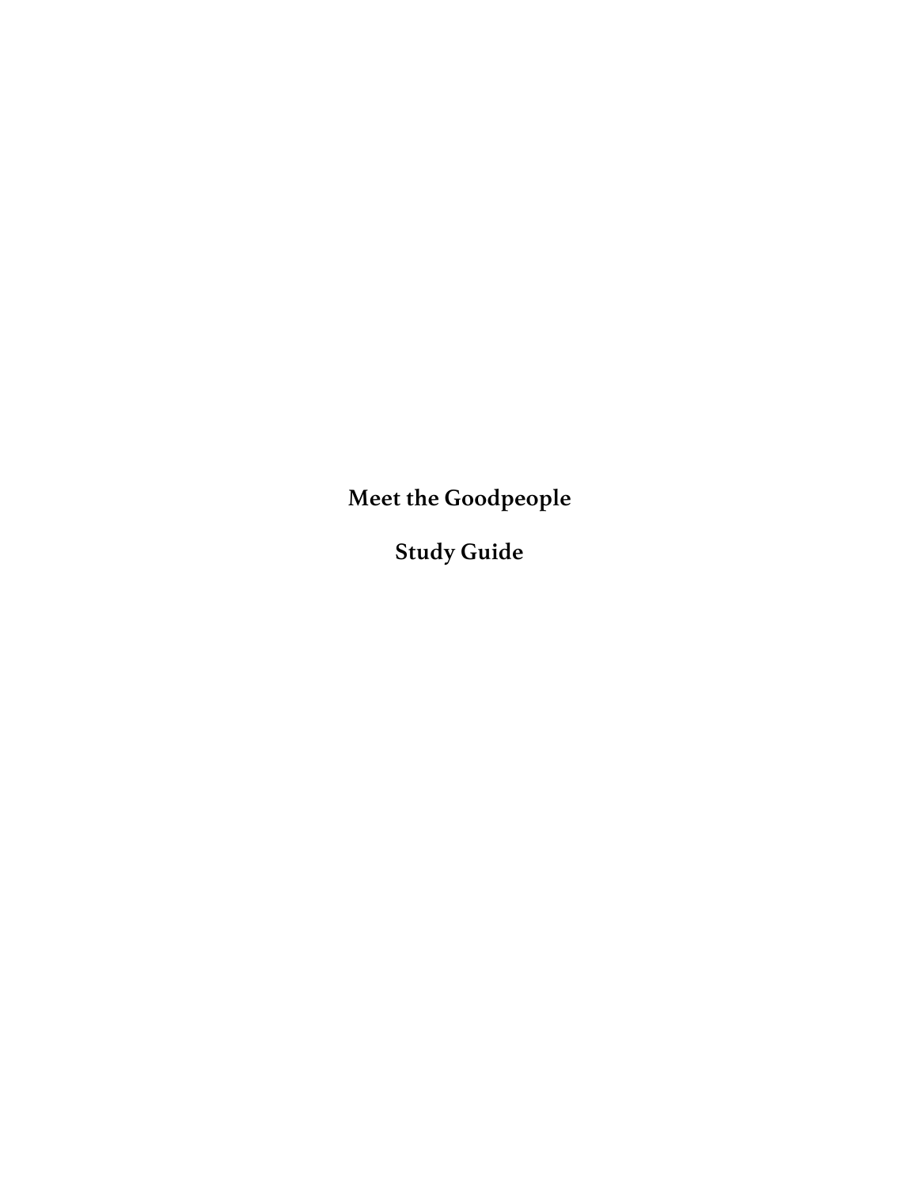# Meet the Goodpeople

## Study Guide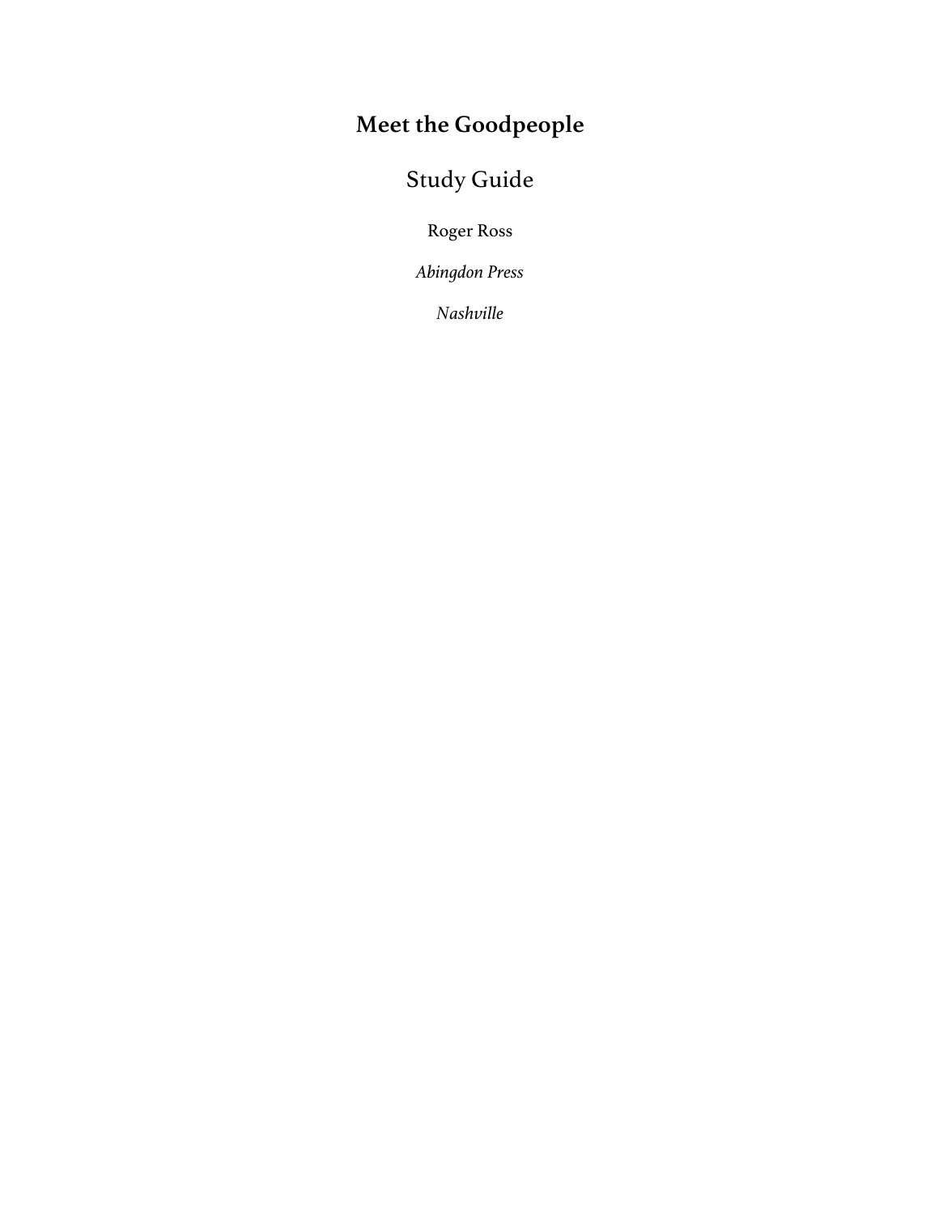# Meet the Goodpeople

## Study Guide

Roger Ross

*Abingdon Press*

*Nashville*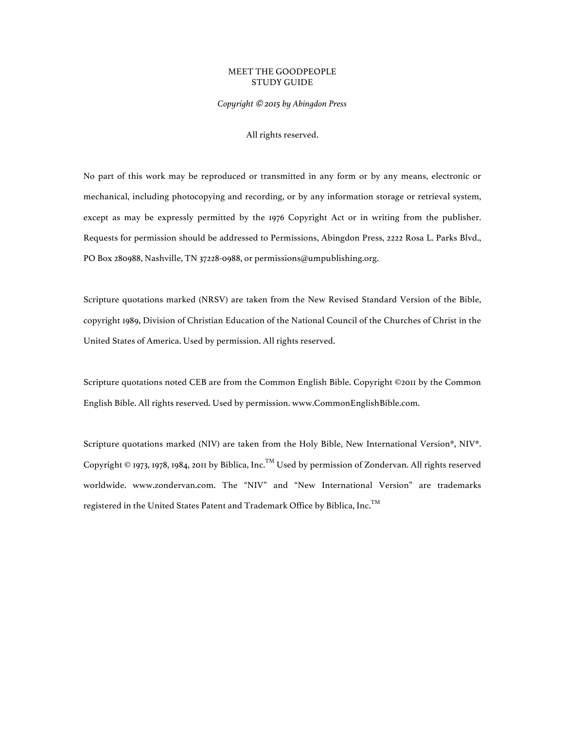MEET THE GOODPEOPLE
STUDY GUIDE

*Copyright © 2015 by Abingdon Press*

All rights reserved.

No part of this work may be reproduced or transmitted in any form or by any means, electronic or mechanical, including photocopying and recording, or by any information storage or retrieval system, except as may be expressly permitted by the 1976 Copyright Act or in writing from the publisher. Requests for permission should be addressed to Permissions, Abingdon Press, 2222 Rosa L. Parks Blvd., PO Box 280988, Nashville, TN 37228-0988, or permissions@umpublishing.org.

Scripture quotations marked (NRSV) are taken from the New Revised Standard Version of the Bible, copyright 1989, Division of Christian Education of the National Council of the Churches of Christ in the United States of America. Used by permission. All rights reserved.

Scripture quotations noted CEB are from the Common English Bible. Copyright ©2011 by the Common English Bible. All rights reserved. Used by permission. www.CommonEnglishBible.com.

Scripture quotations marked (NIV) are taken from the Holy Bible, New International Version®, NIV®. Copyright © 1973, 1978, 1984, 2011 by Biblica, Inc.™ Used by permission of Zondervan. All rights reserved worldwide. www.zondervan.com. The "NIV" and "New International Version" are trademarks registered in the United States Patent and Trademark Office by Biblica, Inc.™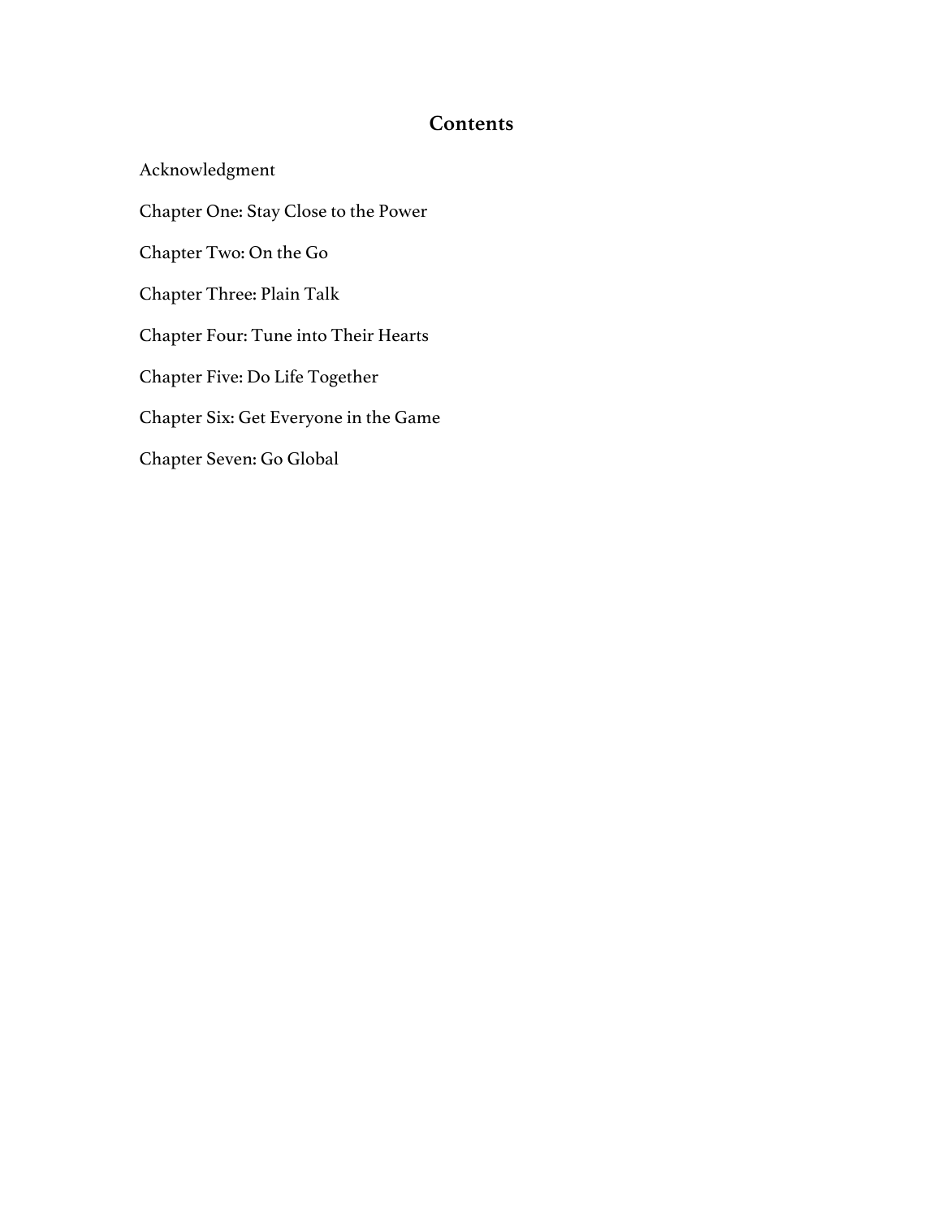# Contents

Acknowledgment

Chapter One: Stay Close to the Power

Chapter Two: On the Go

Chapter Three: Plain Talk

Chapter Four: Tune into Their Hearts

Chapter Five: Do Life Together

Chapter Six: Get Everyone in the Game

Chapter Seven: Go Global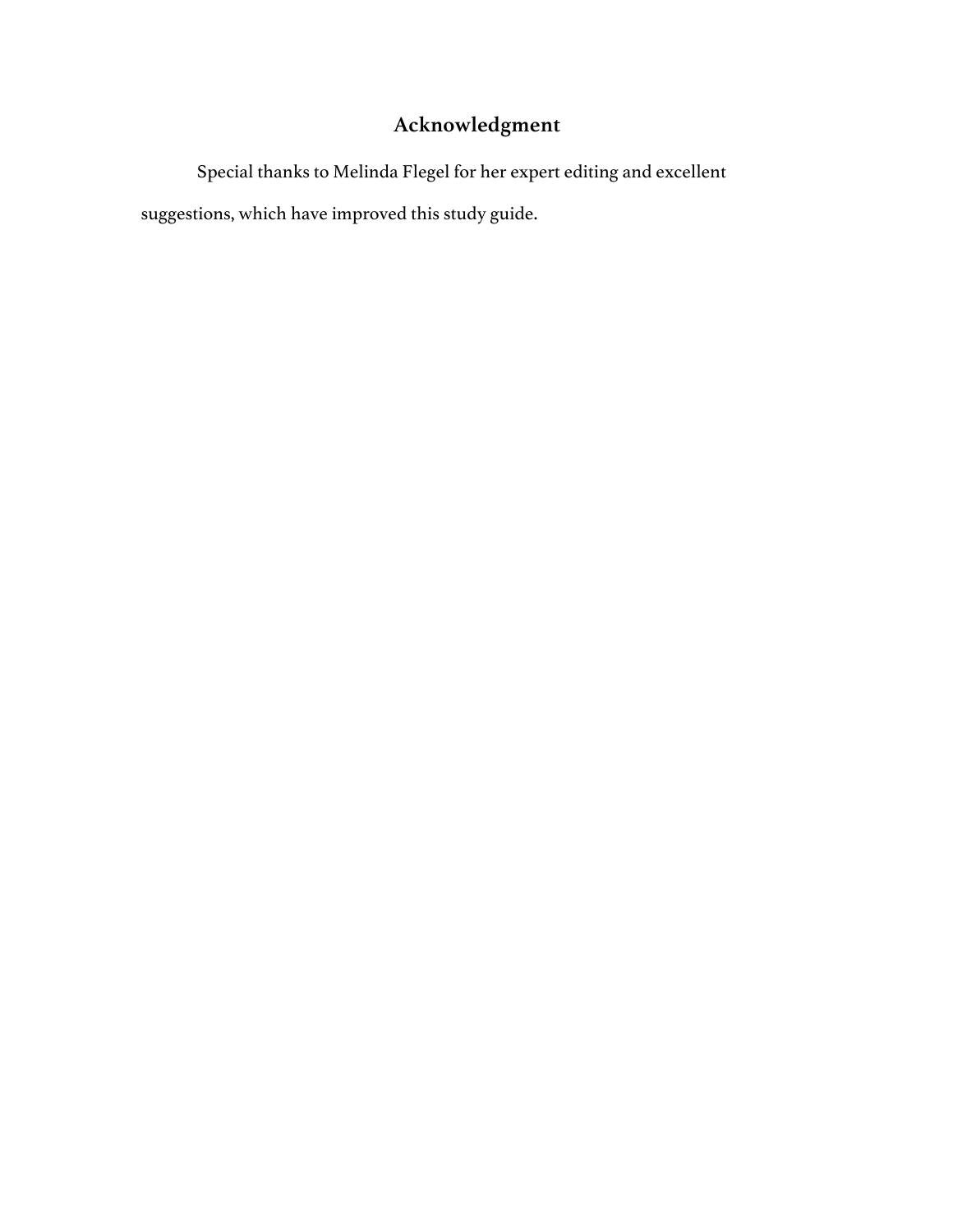## Acknowledgment

Special thanks to Melinda Flegel for her expert editing and excellent suggestions, which have improved this study guide.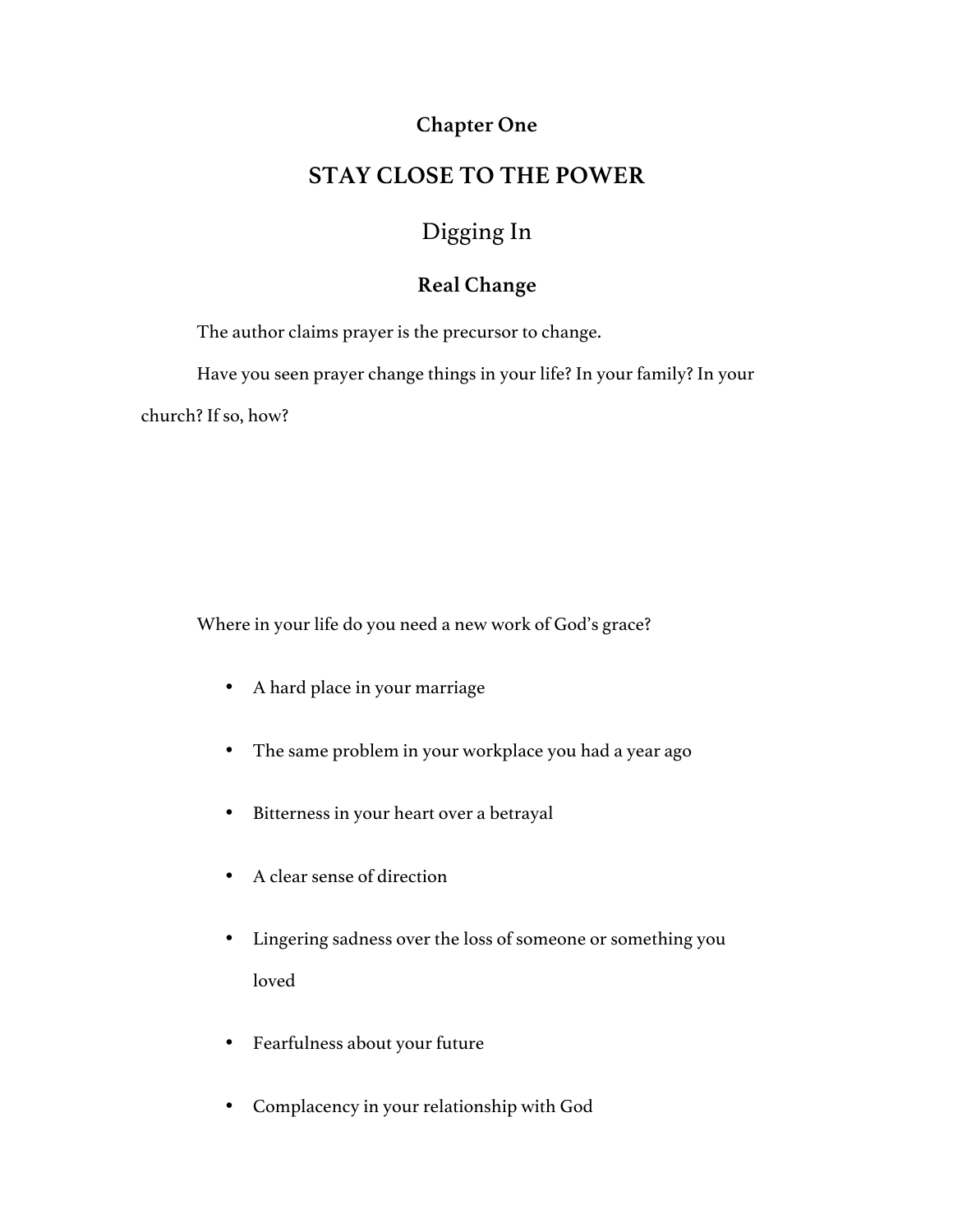# Chapter One

## STAY CLOSE TO THE POWER

## Digging In

### Real Change

The author claims prayer is the precursor to change.

Have you seen prayer change things in your life? In your family? In your church? If so, how?

Where in your life do you need a new work of God's grace?

- A hard place in your marriage
- The same problem in your workplace you had a year ago
- Bitterness in your heart over a betrayal
- A clear sense of direction
- Lingering sadness over the loss of someone or something you loved
- Fearfulness about your future
- Complacency in your relationship with God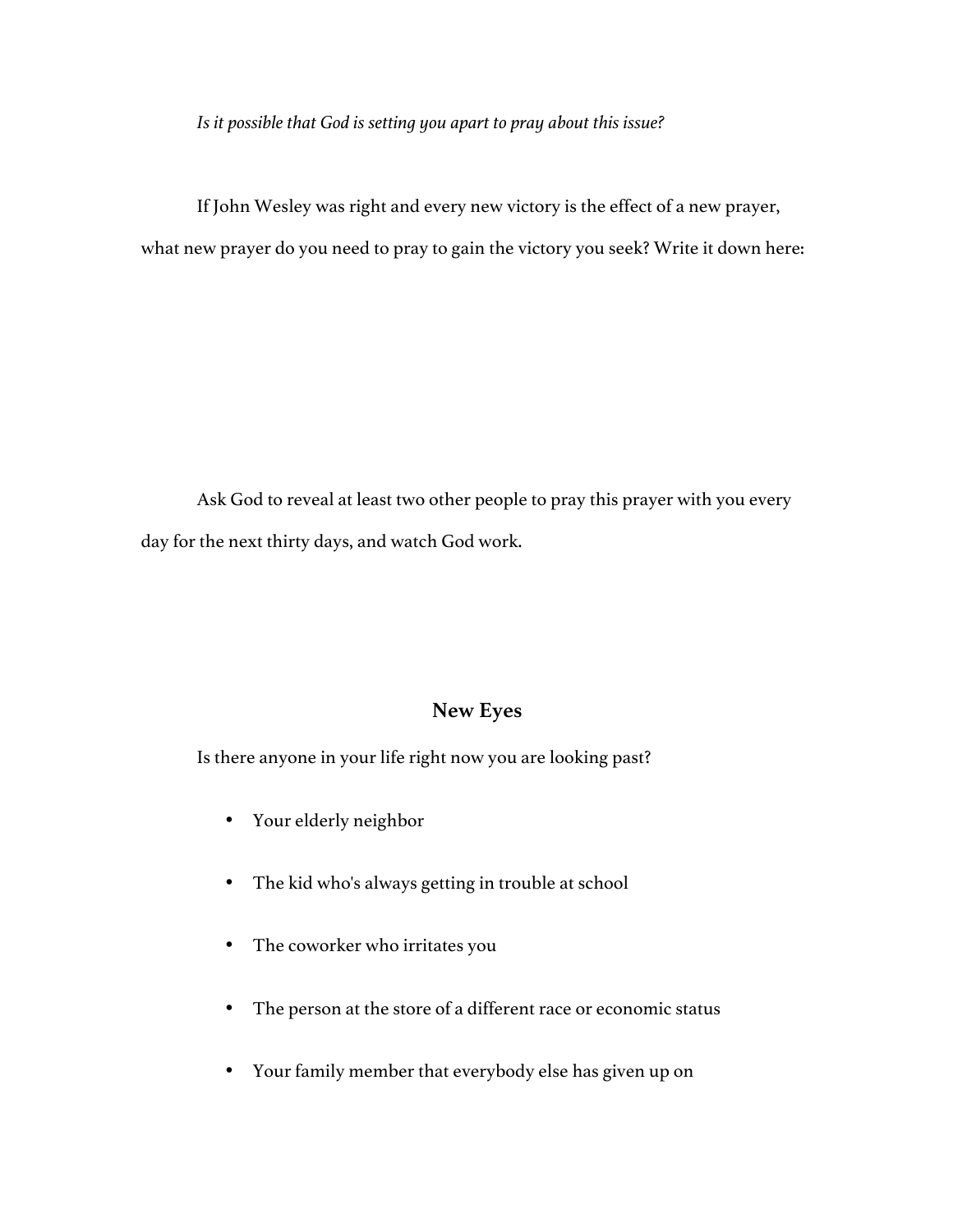*Is it possible that God is setting you apart to pray about this issue?*

If John Wesley was right and every new victory is the effect of a new prayer, what new prayer do you need to pray to gain the victory you seek? Write it down here:

Ask God to reveal at least two other people to pray this prayer with you every day for the next thirty days, and watch God work.

## New Eyes

Is there anyone in your life right now you are looking past?

- Your elderly neighbor
- The kid who's always getting in trouble at school
- The coworker who irritates you
- The person at the store of a different race or economic status
- Your family member that everybody else has given up on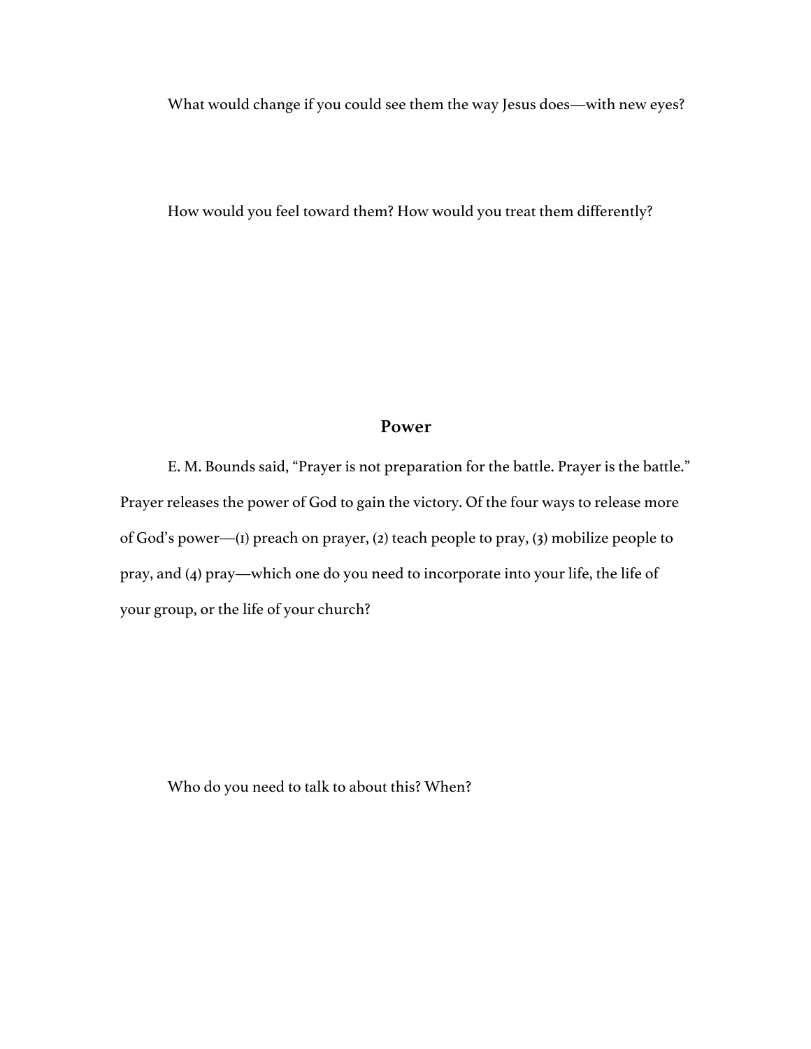What would change if you could see them the way Jesus does—with new eyes?

How would you feel toward them? How would you treat them differently?

## Power

E. M. Bounds said, "Prayer is not preparation for the battle. Prayer is the battle." Prayer releases the power of God to gain the victory. Of the four ways to release more of God's power—(1) preach on prayer, (2) teach people to pray, (3) mobilize people to pray, and (4) pray—which one do you need to incorporate into your life, the life of your group, or the life of your church?

Who do you need to talk to about this? When?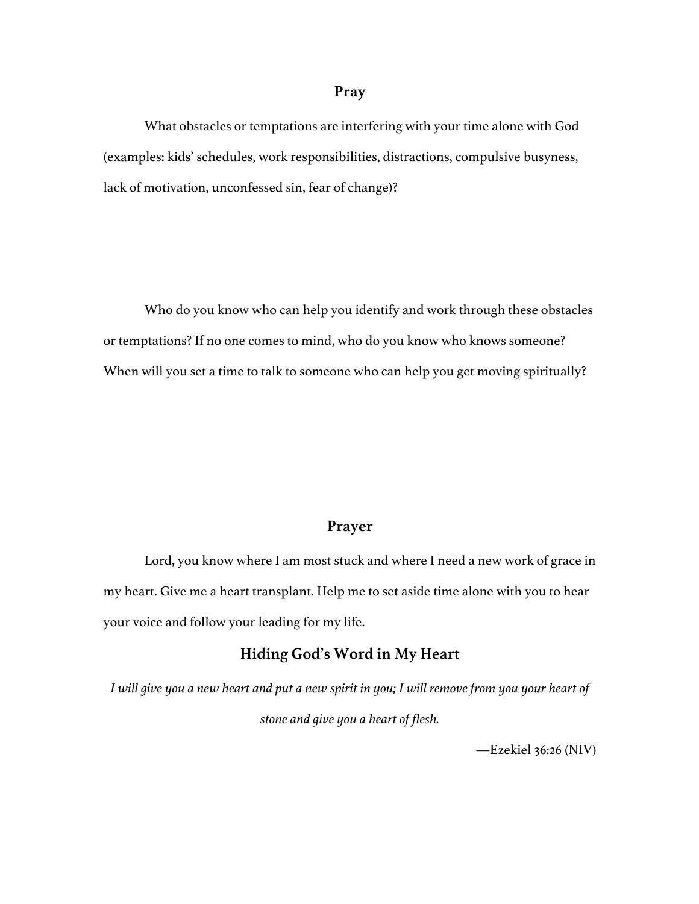## Pray

What obstacles or temptations are interfering with your time alone with God (examples: kids' schedules, work responsibilities, distractions, compulsive busyness, lack of motivation, unconfessed sin, fear of change)?

Who do you know who can help you identify and work through these obstacles or temptations? If no one comes to mind, who do you know who knows someone? When will you set a time to talk to someone who can help you get moving spiritually?

## Prayer

Lord, you know where I am most stuck and where I need a new work of grace in my heart. Give me a heart transplant. Help me to set aside time alone with you to hear your voice and follow your leading for my life.

## Hiding God's Word in My Heart

*I will give you a new heart and put a new spirit in you; I will remove from you your heart of stone and give you a heart of flesh.*

—Ezekiel 36:26 (NIV)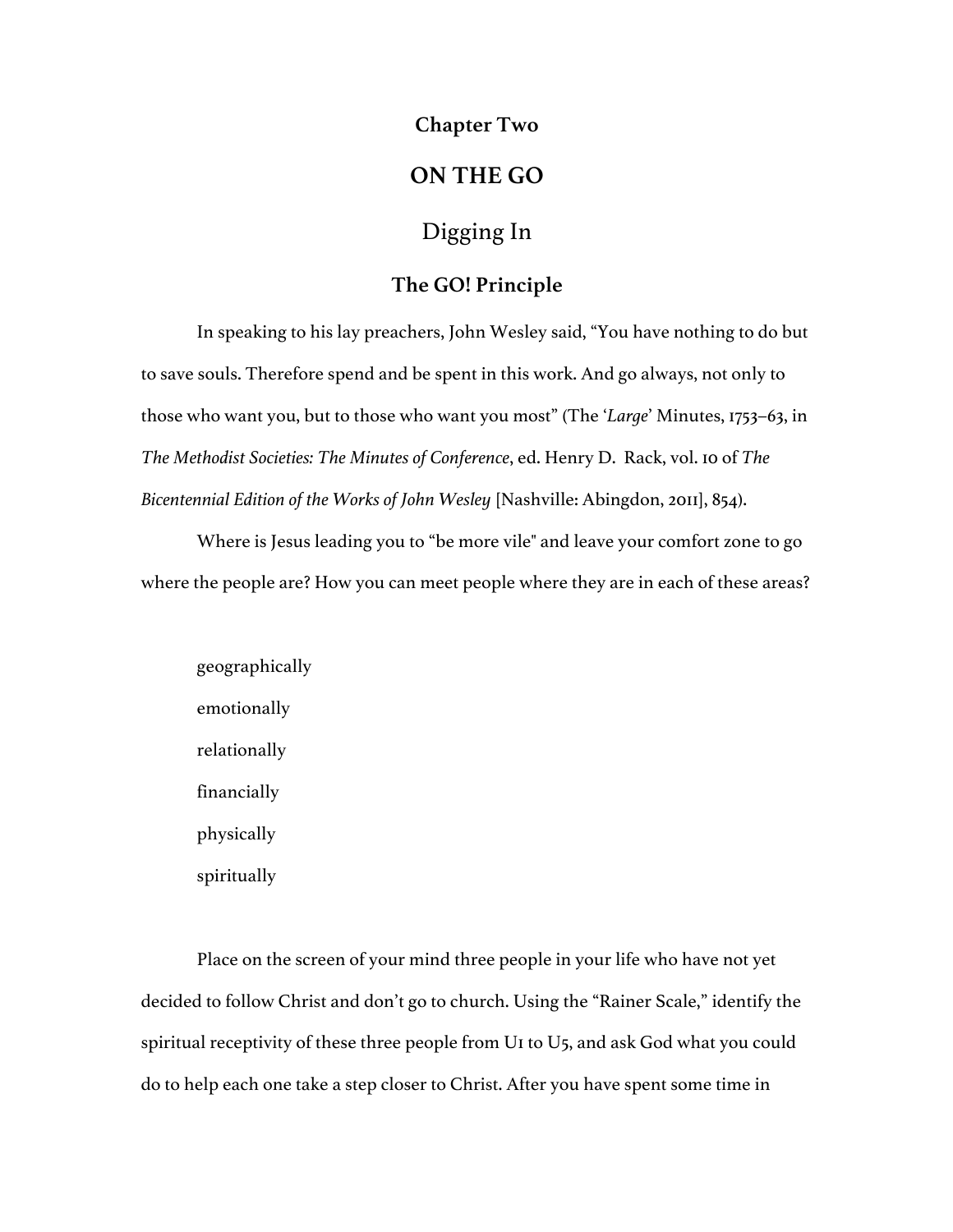## Chapter Two

# ON THE GO

## Digging In

### The GO! Principle

In speaking to his lay preachers, John Wesley said, “You have nothing to do but to save souls. Therefore spend and be spent in this work. And go always, not only to those who want you, but to those who want you most” (The ‘*Large*’ Minutes, 1753–63, in *The Methodist Societies: The Minutes of Conference*, ed. Henry D. Rack, vol. 10 of *The Bicentennial Edition of the Works of John Wesley* [Nashville: Abingdon, 2011], 854).

Where is Jesus leading you to “be more vile" and leave your comfort zone to go where the people are? How you can meet people where they are in each of these areas?

geographically

emotionally

relationally

financially

physically

spiritually

Place on the screen of your mind three people in your life who have not yet decided to follow Christ and don’t go to church. Using the “Rainer Scale,” identify the spiritual receptivity of these three people from U1 to U5, and ask God what you could do to help each one take a step closer to Christ. After you have spent some time in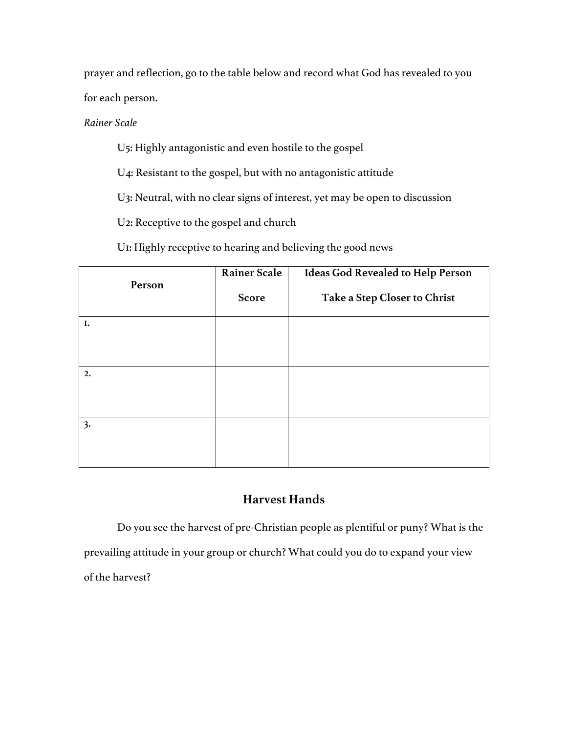prayer and reflection, go to the table below and record what God has revealed to you for each person.

*Rainer Scale*

U5: Highly antagonistic and even hostile to the gospel

U4: Resistant to the gospel, but with no antagonistic attitude

U3: Neutral, with no clear signs of interest, yet may be open to discussion

U2: Receptive to the gospel and church

U1: Highly receptive to hearing and believing the good news

| **Person** | **Rainer Scale Score** | **Ideas God Revealed to Help Person Take a Step Closer to Christ** |
|---|---|---|
| 1. | | |
| 2. | | |
| 3. | | |

## Harvest Hands

Do you see the harvest of pre-Christian people as plentiful or puny? What is the prevailing attitude in your group or church? What could you do to expand your view of the harvest?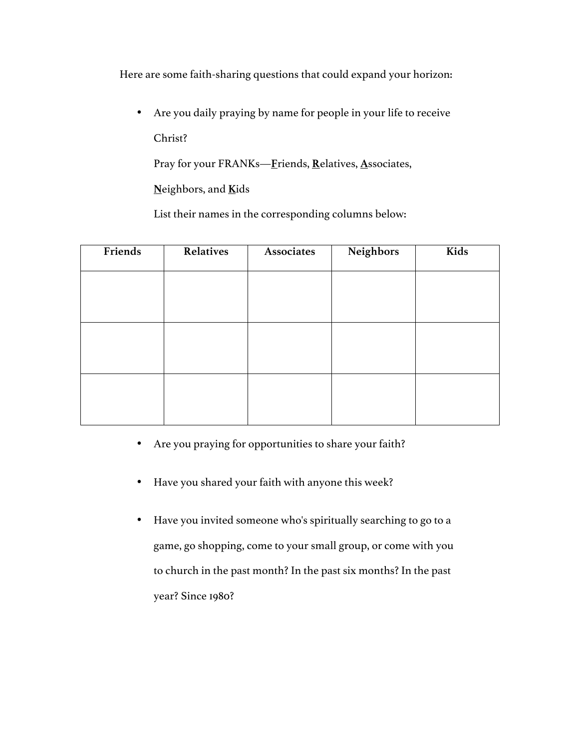Here are some faith-sharing questions that could expand your horizon:

- Are you daily praying by name for people in your life to receive Christ?

  Pray for your FRANKs—**F**riends, **R**elatives, **A**ssociates, **N**eighbors, and **K**ids

  List their names in the corresponding columns below:

| Friends | Relatives | Associates | Neighbors | Kids |
| --- | --- | --- | --- | --- |
| | | | | |
| | | | | |
| | | | | |

- Are you praying for opportunities to share your faith?
- Have you shared your faith with anyone this week?
- Have you invited someone who's spiritually searching to go to a game, go shopping, come to your small group, or come with you to church in the past month? In the past six months? In the past year? Since 1980?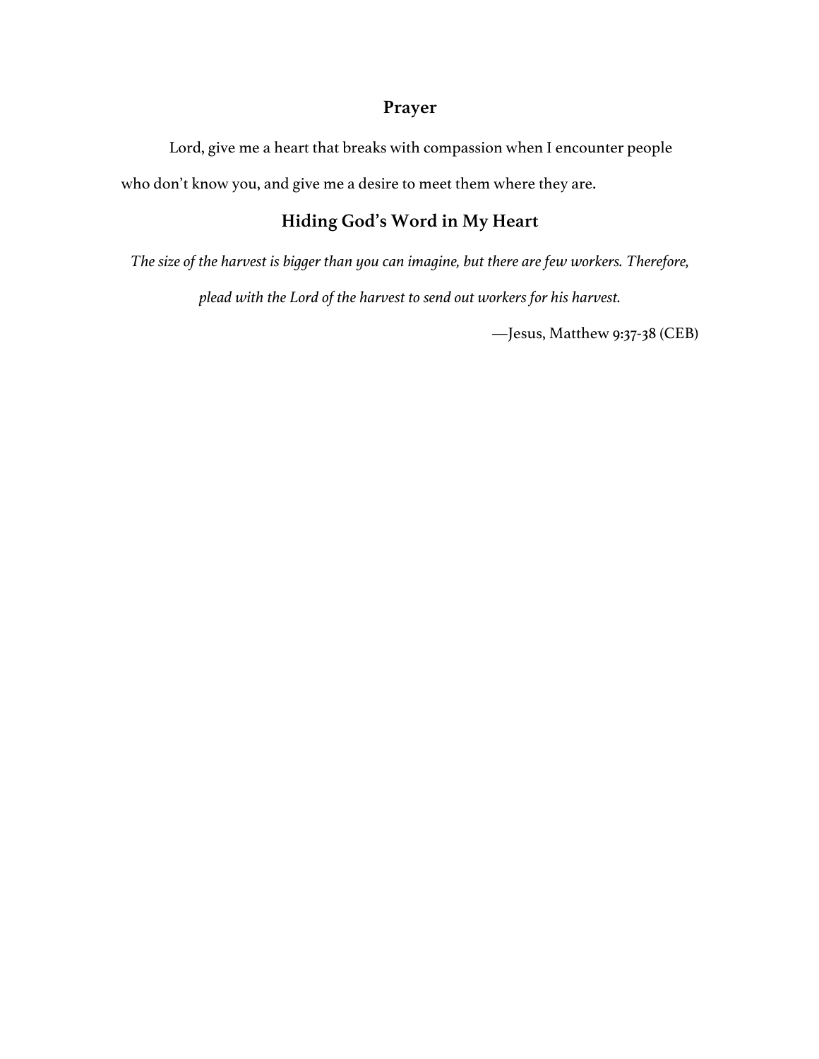## Prayer

Lord, give me a heart that breaks with compassion when I encounter people who don't know you, and give me a desire to meet them where they are.

## Hiding God's Word in My Heart

*The size of the harvest is bigger than you can imagine, but there are few workers. Therefore, plead with the Lord of the harvest to send out workers for his harvest.*

—Jesus, Matthew 9:37-38 (CEB)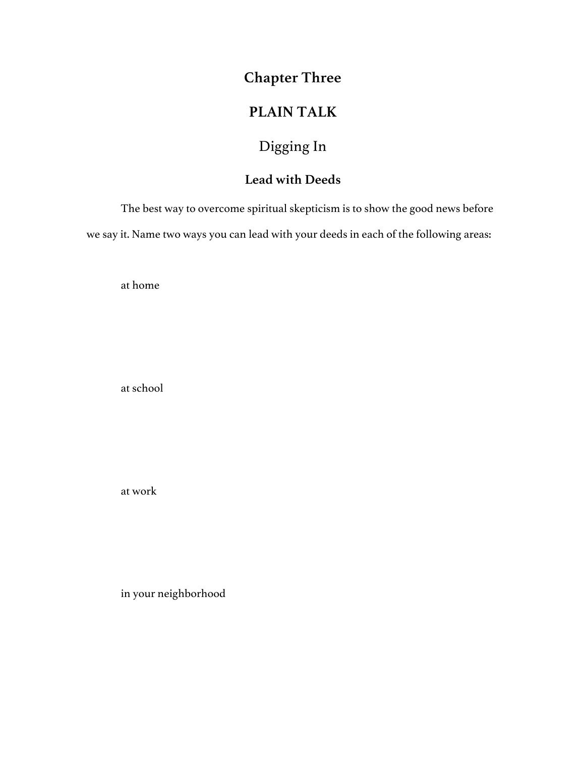# Chapter Three

# PLAIN TALK

## Digging In

### Lead with Deeds

The best way to overcome spiritual skepticism is to show the good news before we say it. Name two ways you can lead with your deeds in each of the following areas:

at home

at school

at work

in your neighborhood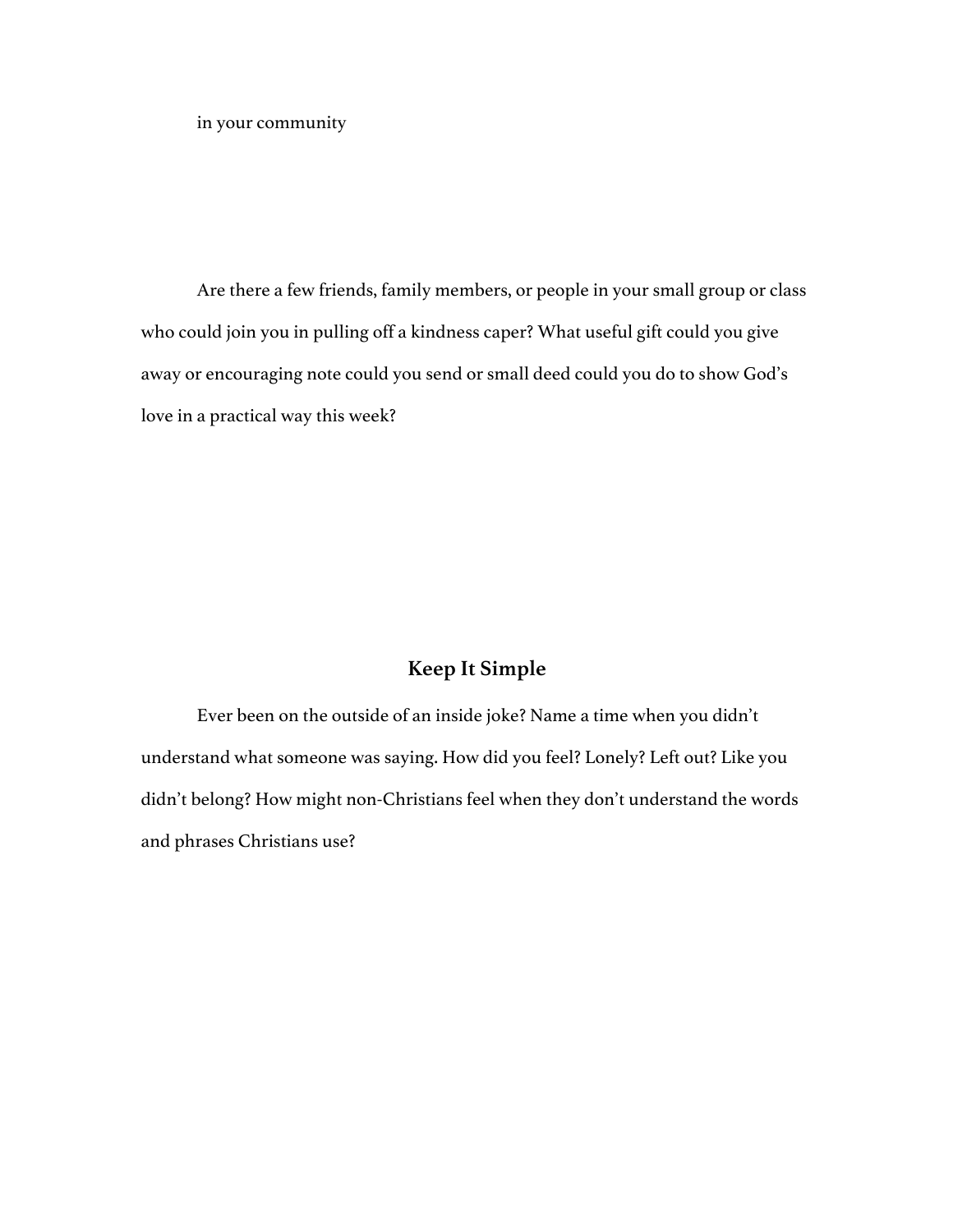in your community

Are there a few friends, family members, or people in your small group or class who could join you in pulling off a kindness caper? What useful gift could you give away or encouraging note could you send or small deed could you do to show God's love in a practical way this week?

## Keep It Simple

Ever been on the outside of an inside joke? Name a time when you didn't understand what someone was saying. How did you feel? Lonely? Left out? Like you didn't belong? How might non-Christians feel when they don't understand the words and phrases Christians use?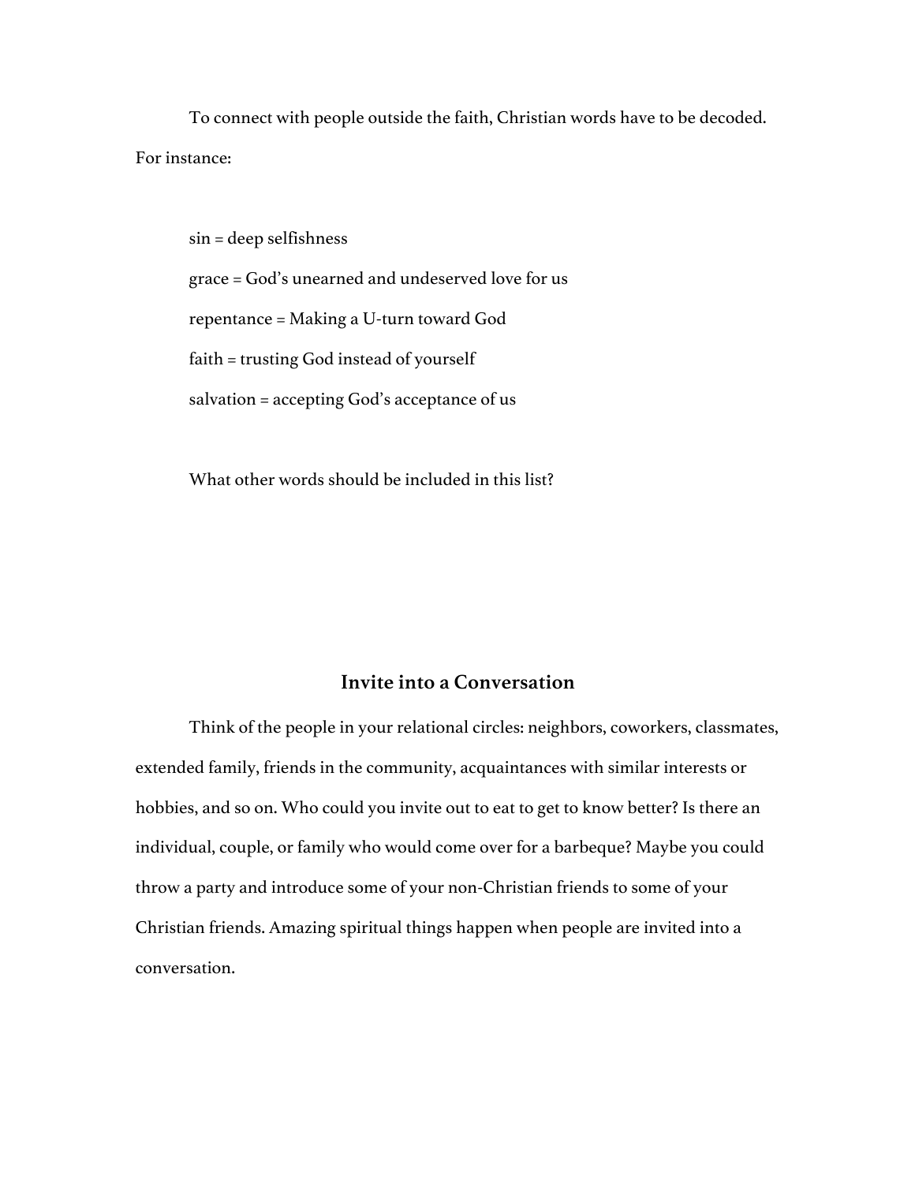To connect with people outside the faith, Christian words have to be decoded. For instance:

sin = deep selfishness

grace = God's unearned and undeserved love for us

repentance = Making a U-turn toward God

faith = trusting God instead of yourself

salvation = accepting God's acceptance of us

What other words should be included in this list?

## Invite into a Conversation

Think of the people in your relational circles: neighbors, coworkers, classmates, extended family, friends in the community, acquaintances with similar interests or hobbies, and so on. Who could you invite out to eat to get to know better? Is there an individual, couple, or family who would come over for a barbeque? Maybe you could throw a party and introduce some of your non-Christian friends to some of your Christian friends. Amazing spiritual things happen when people are invited into a conversation.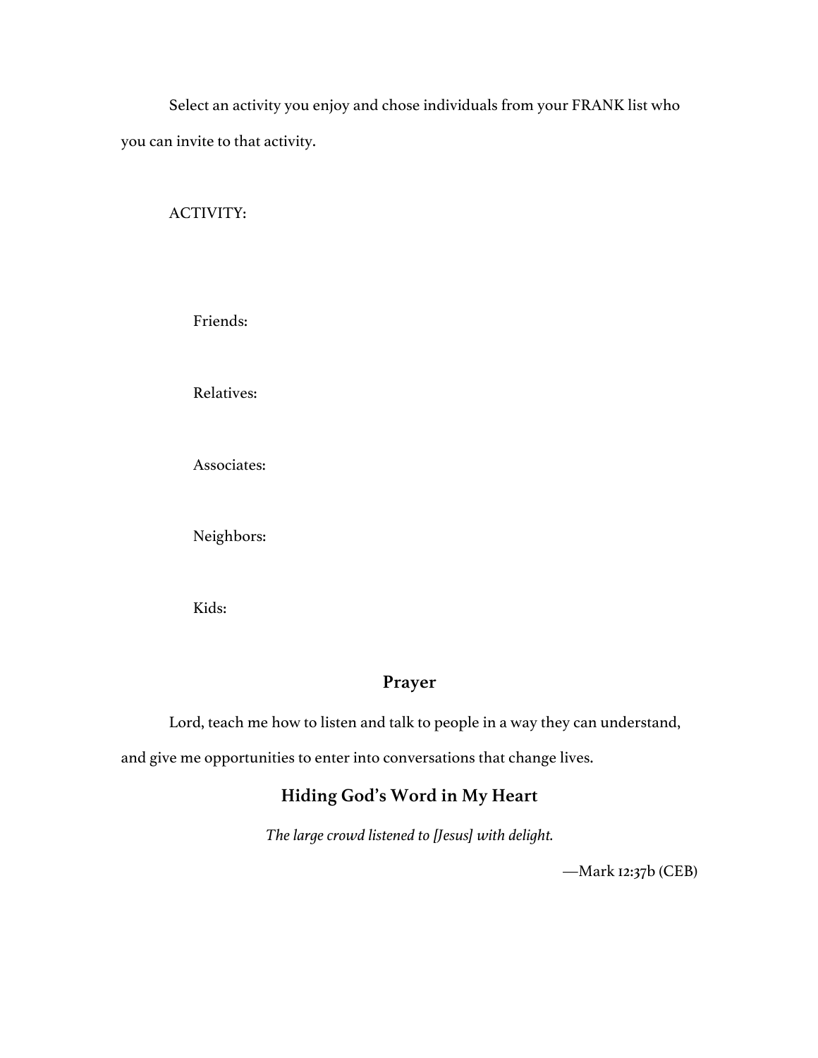Select an activity you enjoy and chose individuals from your FRANK list who you can invite to that activity.

ACTIVITY:

Friends:

Relatives:

Associates:

Neighbors:

Kids:

## Prayer

Lord, teach me how to listen and talk to people in a way they can understand, and give me opportunities to enter into conversations that change lives.

## Hiding God's Word in My Heart

*The large crowd listened to [Jesus] with delight.*

—Mark 12:37b (CEB)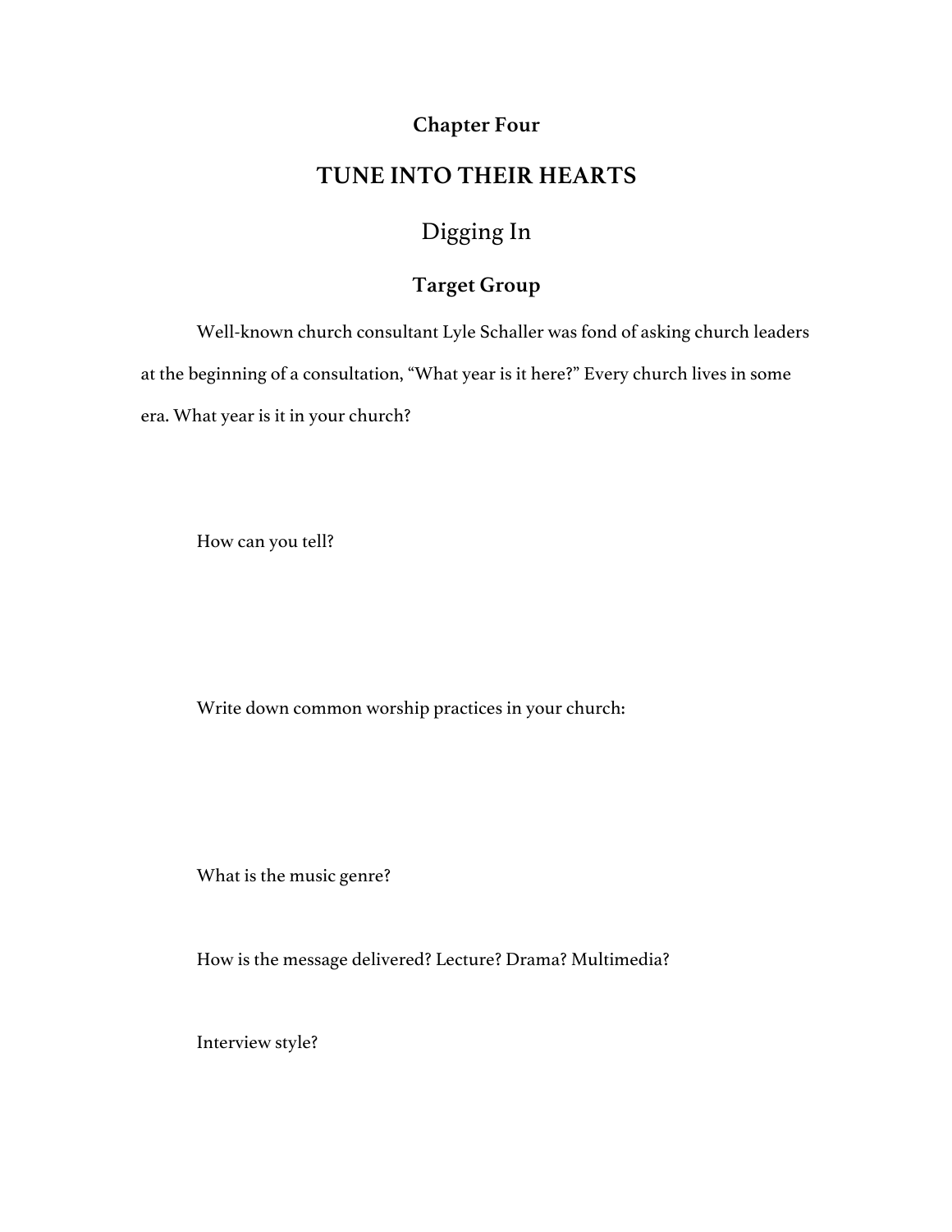**Chapter Four**

# TUNE INTO THEIR HEARTS

## Digging In

### Target Group

Well-known church consultant Lyle Schaller was fond of asking church leaders at the beginning of a consultation, "What year is it here?" Every church lives in some era. What year is it in your church?

How can you tell?

Write down common worship practices in your church:

What is the music genre?

How is the message delivered? Lecture? Drama? Multimedia?

Interview style?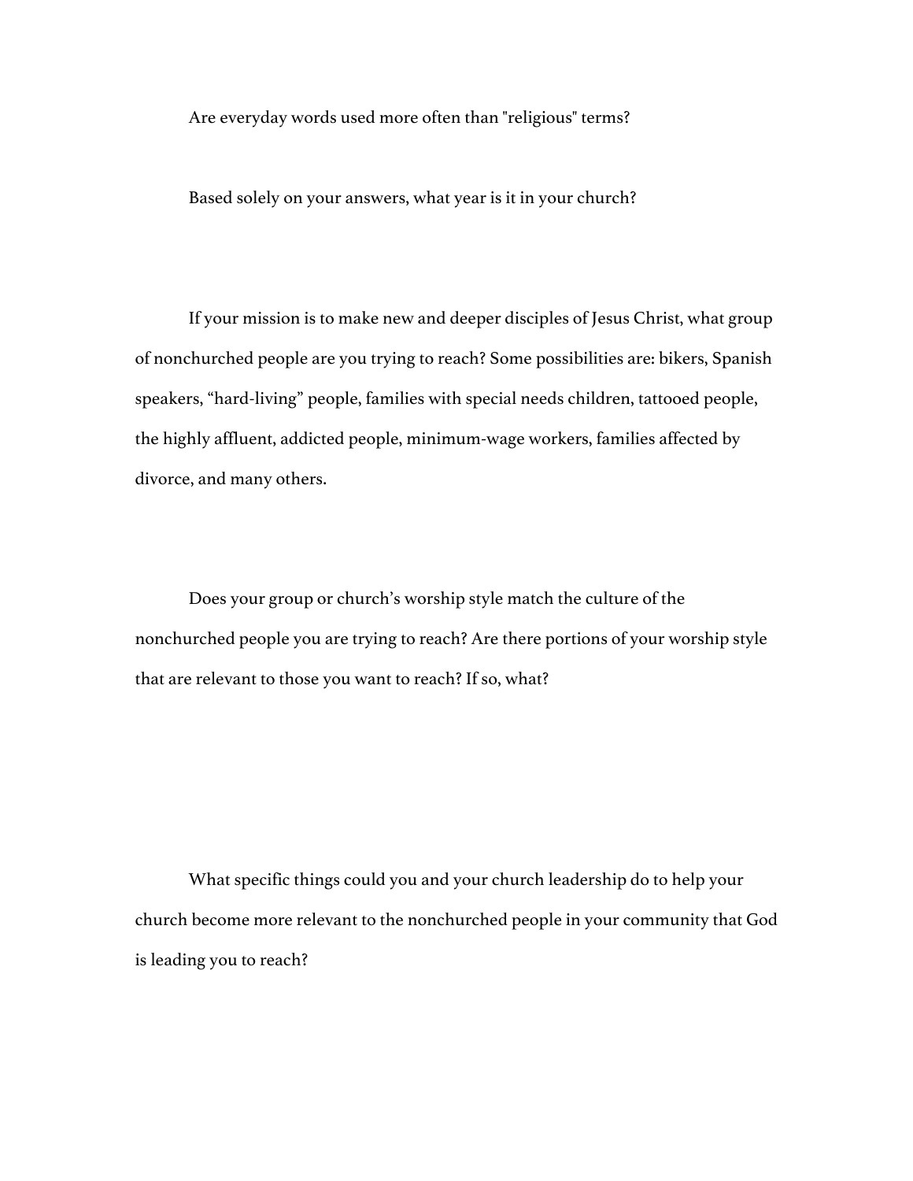Are everyday words used more often than "religious" terms?

Based solely on your answers, what year is it in your church?

If your mission is to make new and deeper disciples of Jesus Christ, what group of nonchurched people are you trying to reach? Some possibilities are: bikers, Spanish speakers, “hard-living” people, families with special needs children, tattooed people, the highly affluent, addicted people, minimum-wage workers, families affected by divorce, and many others.

Does your group or church’s worship style match the culture of the nonchurched people you are trying to reach? Are there portions of your worship style that are relevant to those you want to reach? If so, what?

What specific things could you and your church leadership do to help your church become more relevant to the nonchurched people in your community that God is leading you to reach?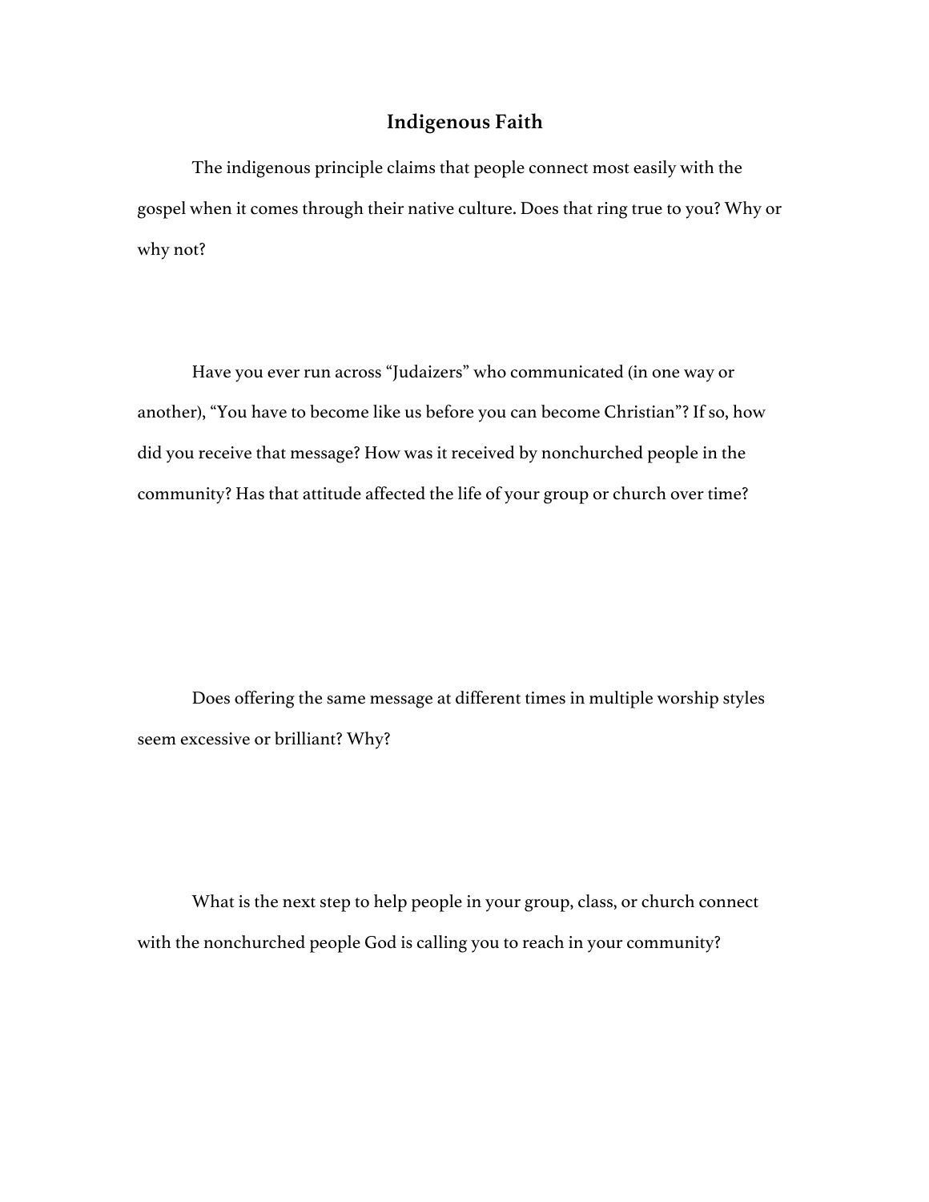## Indigenous Faith

The indigenous principle claims that people connect most easily with the gospel when it comes through their native culture. Does that ring true to you? Why or why not?

Have you ever run across "Judaizers" who communicated (in one way or another), "You have to become like us before you can become Christian"? If so, how did you receive that message? How was it received by nonchurched people in the community? Has that attitude affected the life of your group or church over time?

Does offering the same message at different times in multiple worship styles seem excessive or brilliant? Why?

What is the next step to help people in your group, class, or church connect with the nonchurched people God is calling you to reach in your community?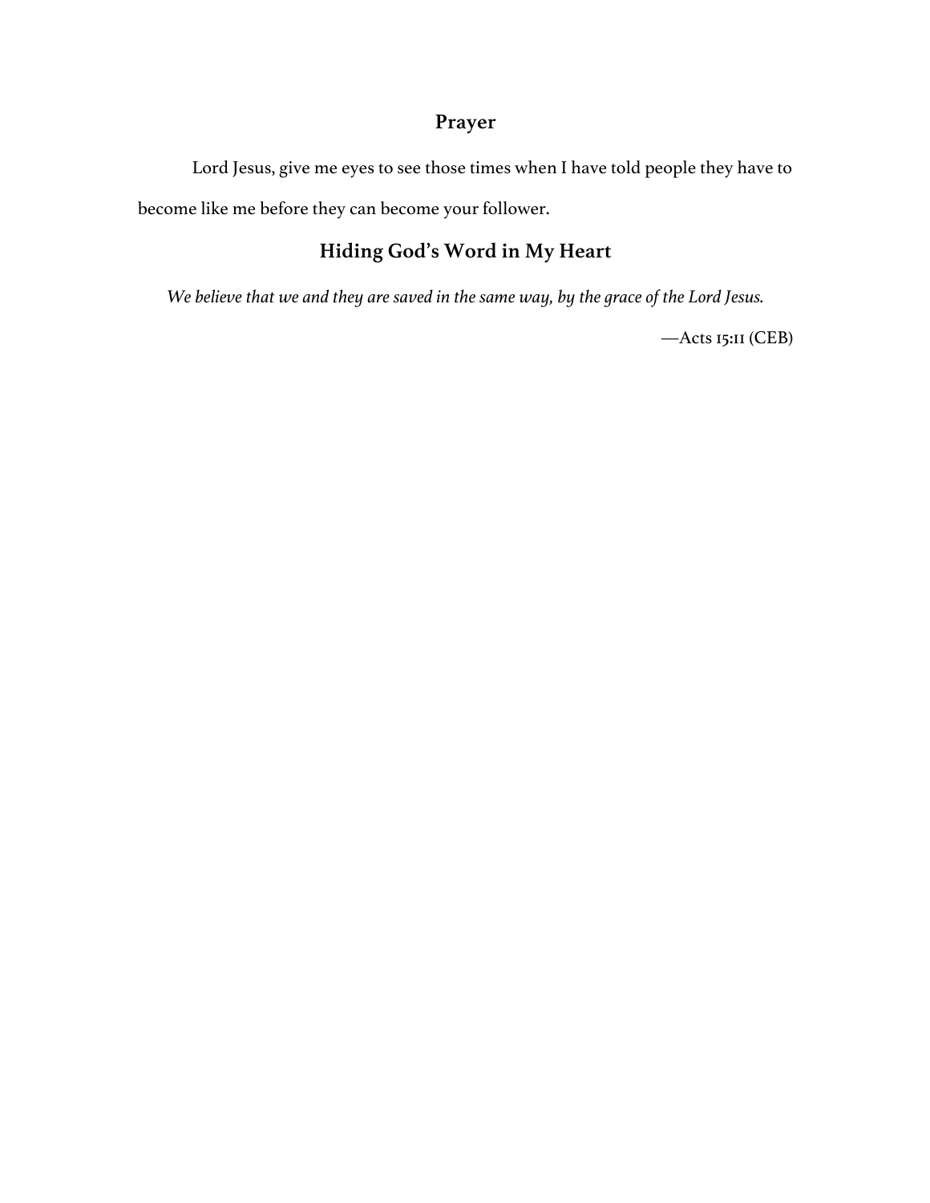## Prayer

Lord Jesus, give me eyes to see those times when I have told people they have to become like me before they can become your follower.

## Hiding God's Word in My Heart

*We believe that we and they are saved in the same way, by the grace of the Lord Jesus.*

—Acts 15:11 (CEB)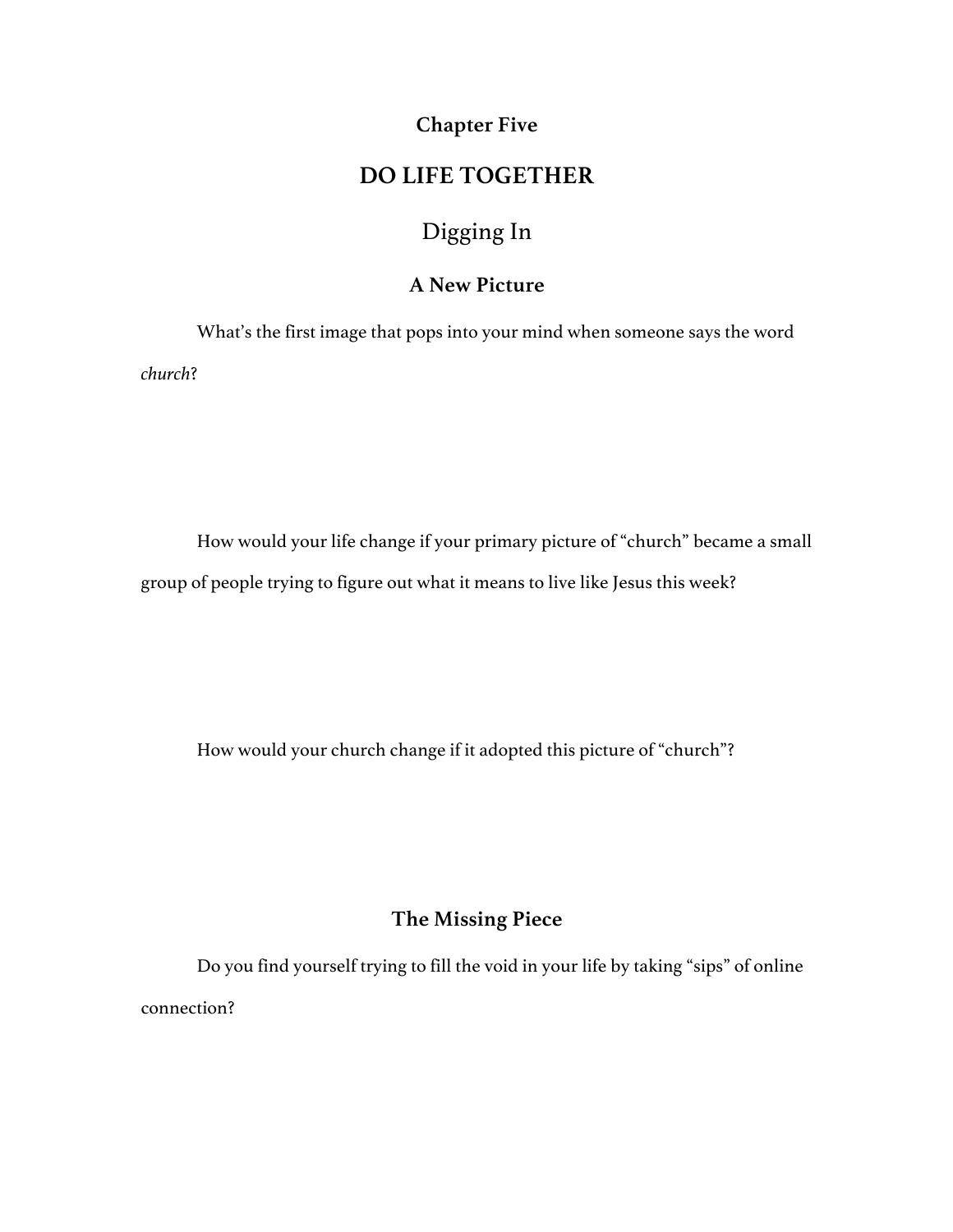**Chapter Five**

# DO LIFE TOGETHER

## Digging In

### A New Picture

What's the first image that pops into your mind when someone says the word *church*?

How would your life change if your primary picture of "church" became a small group of people trying to figure out what it means to live like Jesus this week?

How would your church change if it adopted this picture of "church"?

### The Missing Piece

Do you find yourself trying to fill the void in your life by taking "sips" of online connection?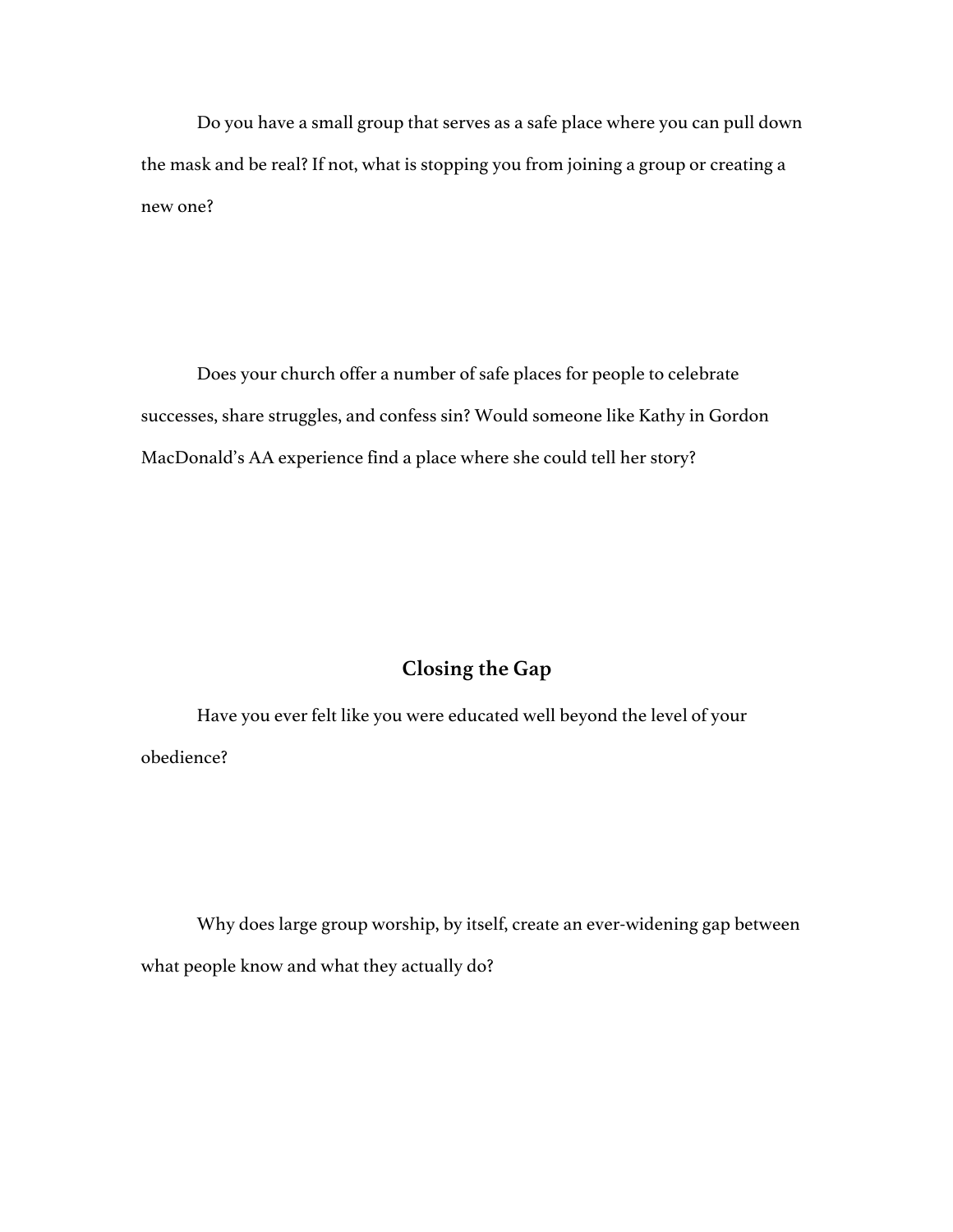Do you have a small group that serves as a safe place where you can pull down the mask and be real? If not, what is stopping you from joining a group or creating a new one?

Does your church offer a number of safe places for people to celebrate successes, share struggles, and confess sin? Would someone like Kathy in Gordon MacDonald's AA experience find a place where she could tell her story?

## Closing the Gap

Have you ever felt like you were educated well beyond the level of your obedience?

Why does large group worship, by itself, create an ever-widening gap between what people know and what they actually do?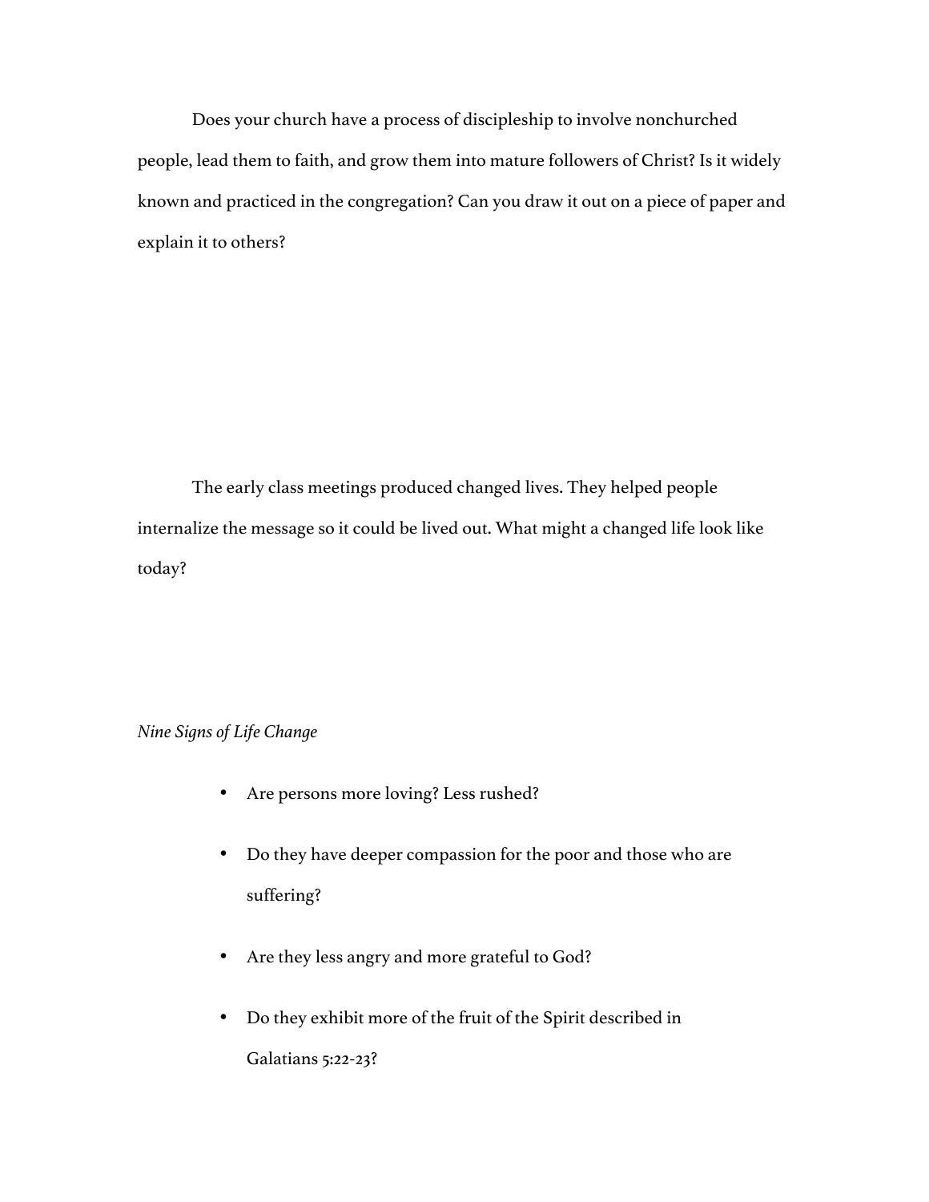Does your church have a process of discipleship to involve nonchurched people, lead them to faith, and grow them into mature followers of Christ? Is it widely known and practiced in the congregation? Can you draw it out on a piece of paper and explain it to others?

The early class meetings produced changed lives. They helped people internalize the message so it could be lived out. What might a changed life look like today?

*Nine Signs of Life Change*

- Are persons more loving? Less rushed?
- Do they have deeper compassion for the poor and those who are suffering?
- Are they less angry and more grateful to God?
- Do they exhibit more of the fruit of the Spirit described in Galatians 5:22-23?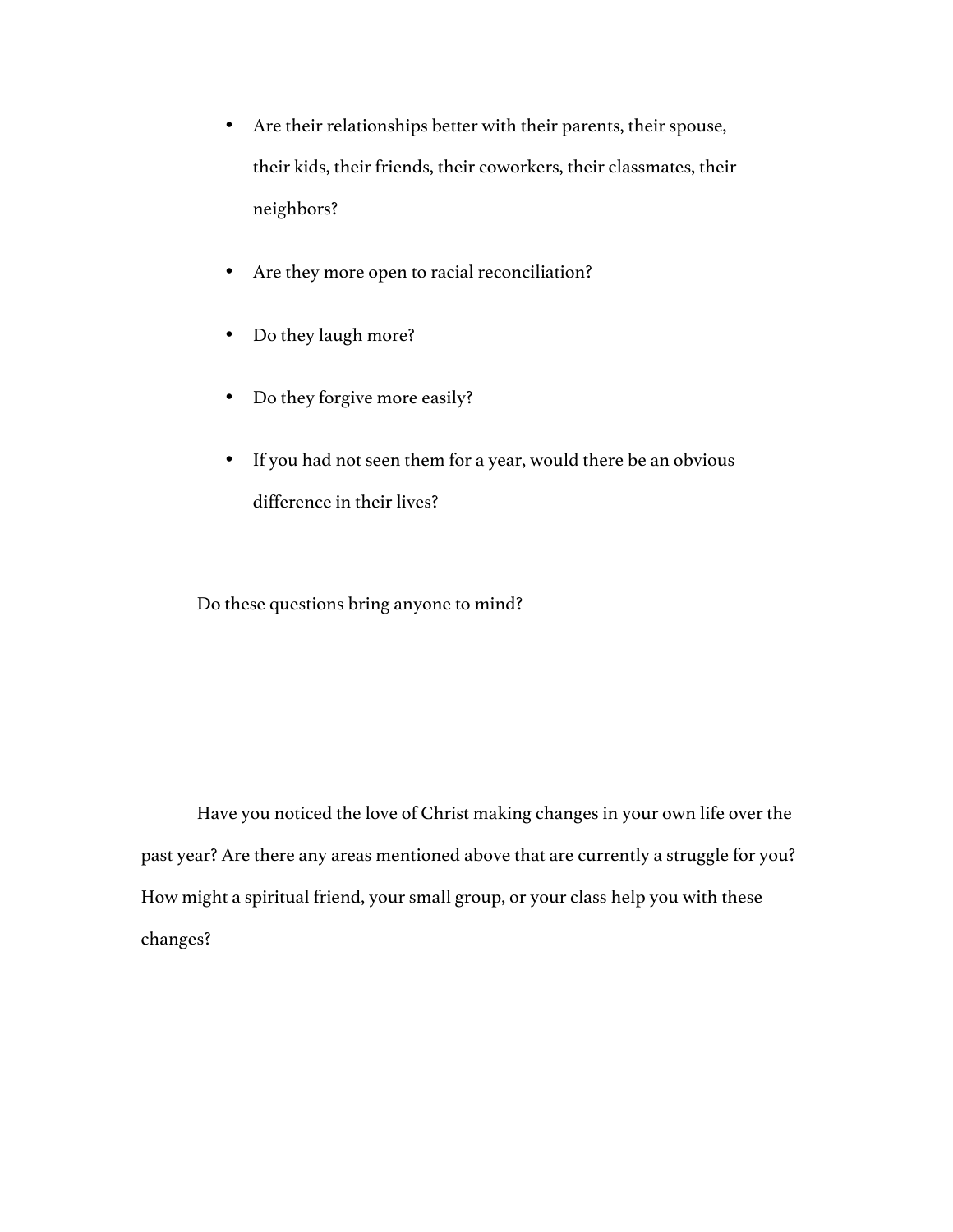- Are their relationships better with their parents, their spouse, their kids, their friends, their coworkers, their classmates, their neighbors?
- Are they more open to racial reconciliation?
- Do they laugh more?
- Do they forgive more easily?
- If you had not seen them for a year, would there be an obvious difference in their lives?

Do these questions bring anyone to mind?

Have you noticed the love of Christ making changes in your own life over the past year? Are there any areas mentioned above that are currently a struggle for you? How might a spiritual friend, your small group, or your class help you with these changes?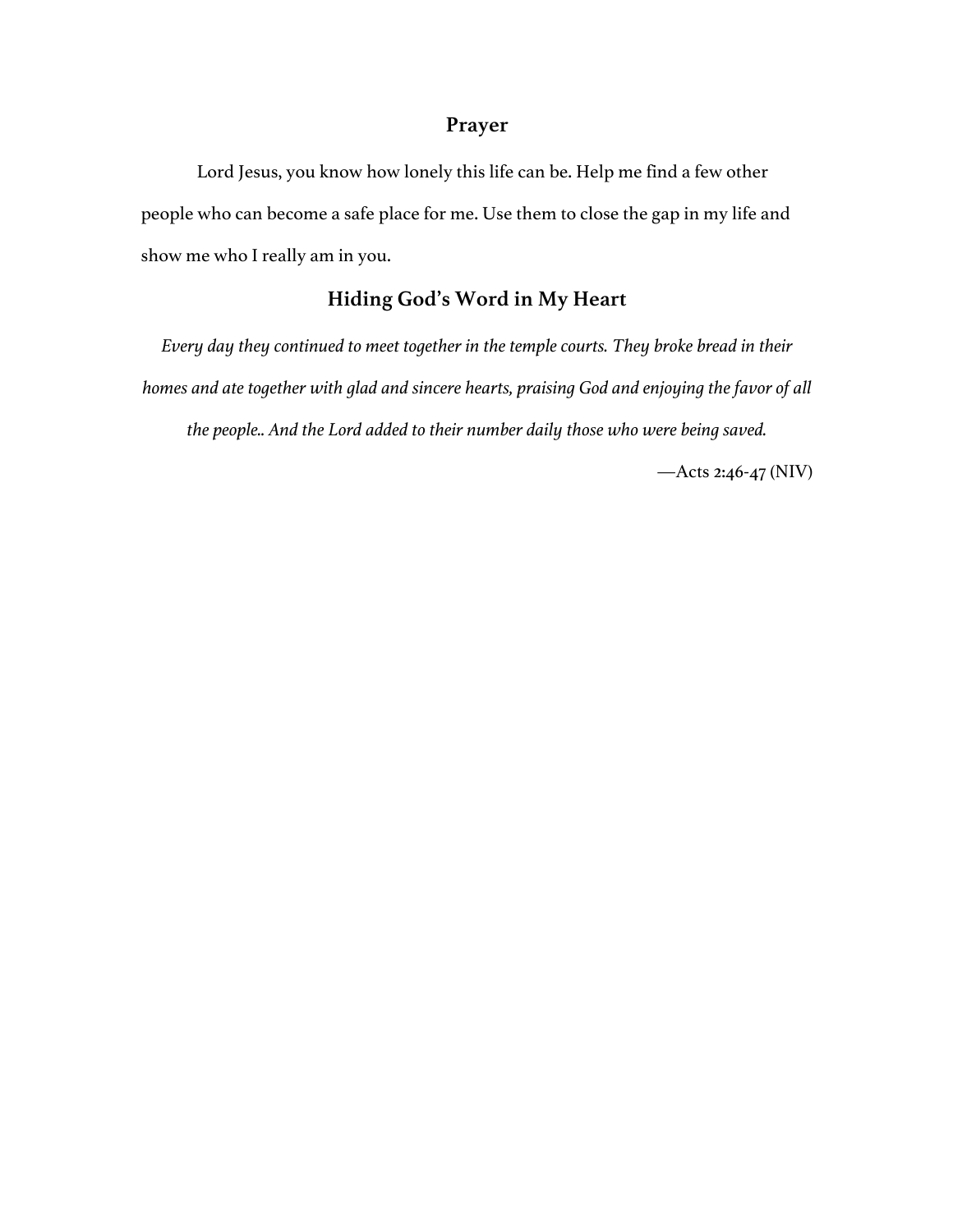## Prayer

Lord Jesus, you know how lonely this life can be. Help me find a few other people who can become a safe place for me. Use them to close the gap in my life and show me who I really am in you.

## Hiding God's Word in My Heart

*Every day they continued to meet together in the temple courts. They broke bread in their homes and ate together with glad and sincere hearts, praising God and enjoying the favor of all the people.. And the Lord added to their number daily those who were being saved.*

—Acts 2:46-47 (NIV)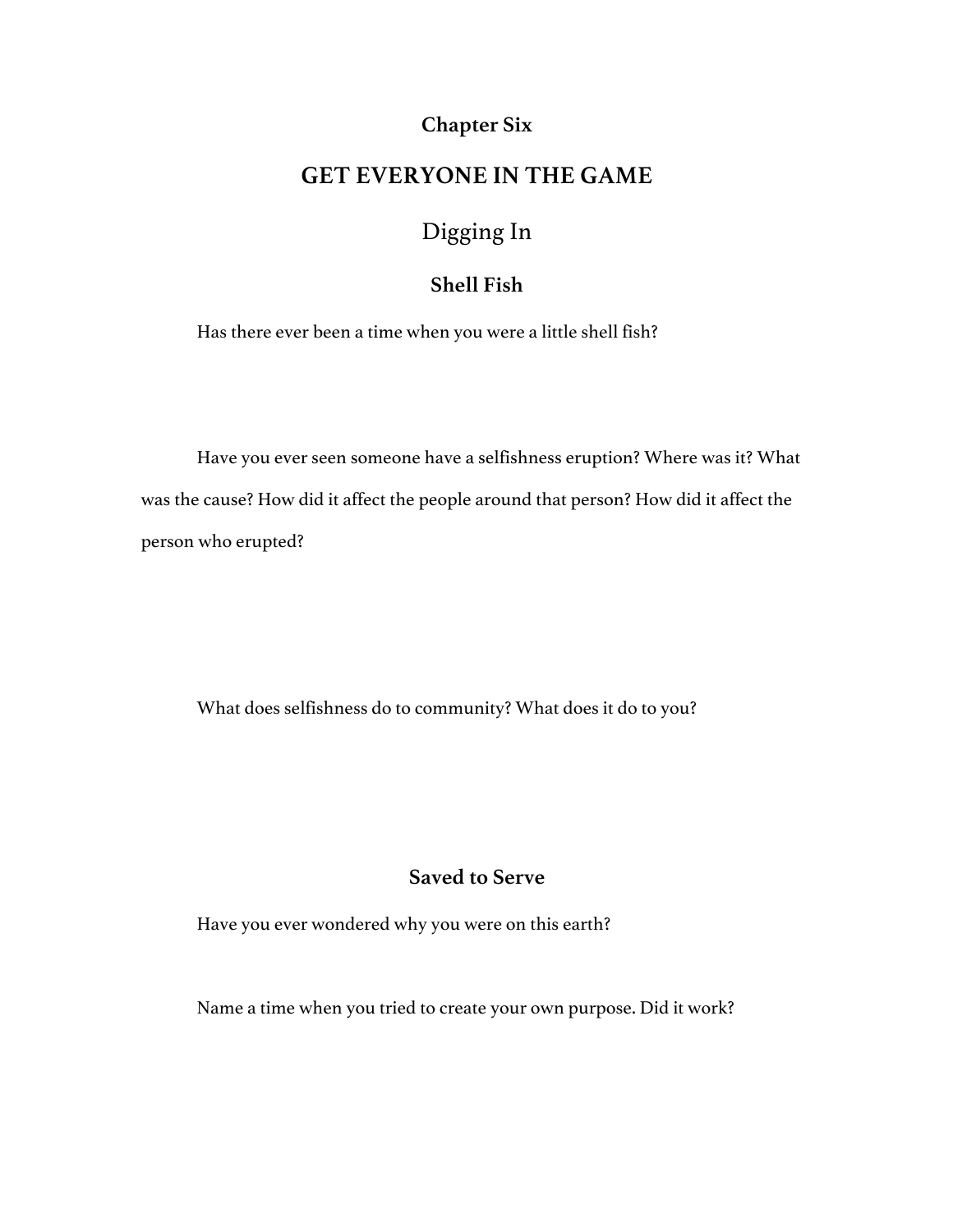## Chapter Six

# GET EVERYONE IN THE GAME

## Digging In

### Shell Fish

Has there ever been a time when you were a little shell fish?

Have you ever seen someone have a selfishness eruption? Where was it? What was the cause? How did it affect the people around that person? How did it affect the person who erupted?

What does selfishness do to community? What does it do to you?

### Saved to Serve

Have you ever wondered why you were on this earth?

Name a time when you tried to create your own purpose. Did it work?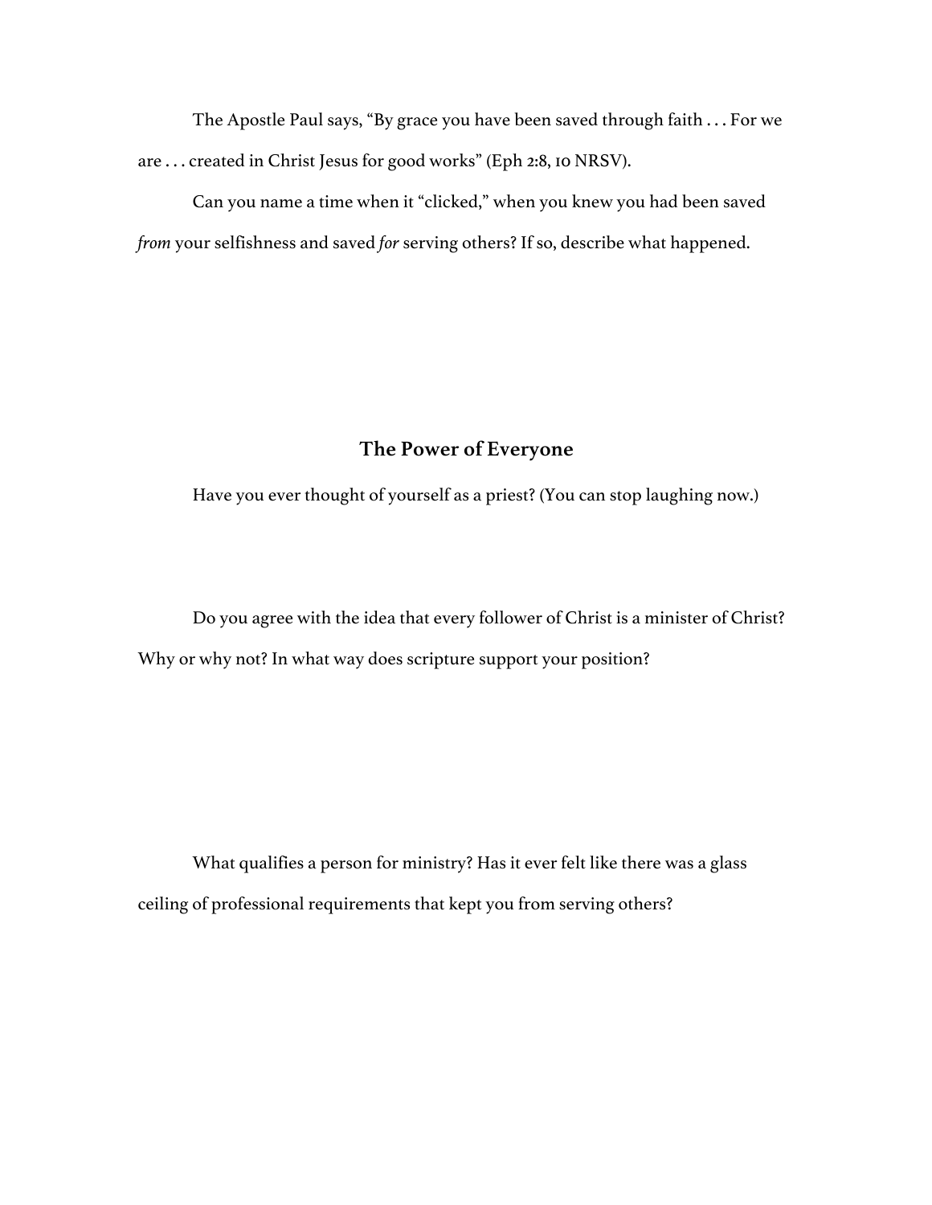The Apostle Paul says, "By grace you have been saved through faith . . . For we are . . . created in Christ Jesus for good works" (Eph 2:8, 10 NRSV).

Can you name a time when it "clicked," when you knew you had been saved *from* your selfishness and saved *for* serving others? If so, describe what happened.

## The Power of Everyone

Have you ever thought of yourself as a priest? (You can stop laughing now.)

Do you agree with the idea that every follower of Christ is a minister of Christ? Why or why not? In what way does scripture support your position?

What qualifies a person for ministry? Has it ever felt like there was a glass ceiling of professional requirements that kept you from serving others?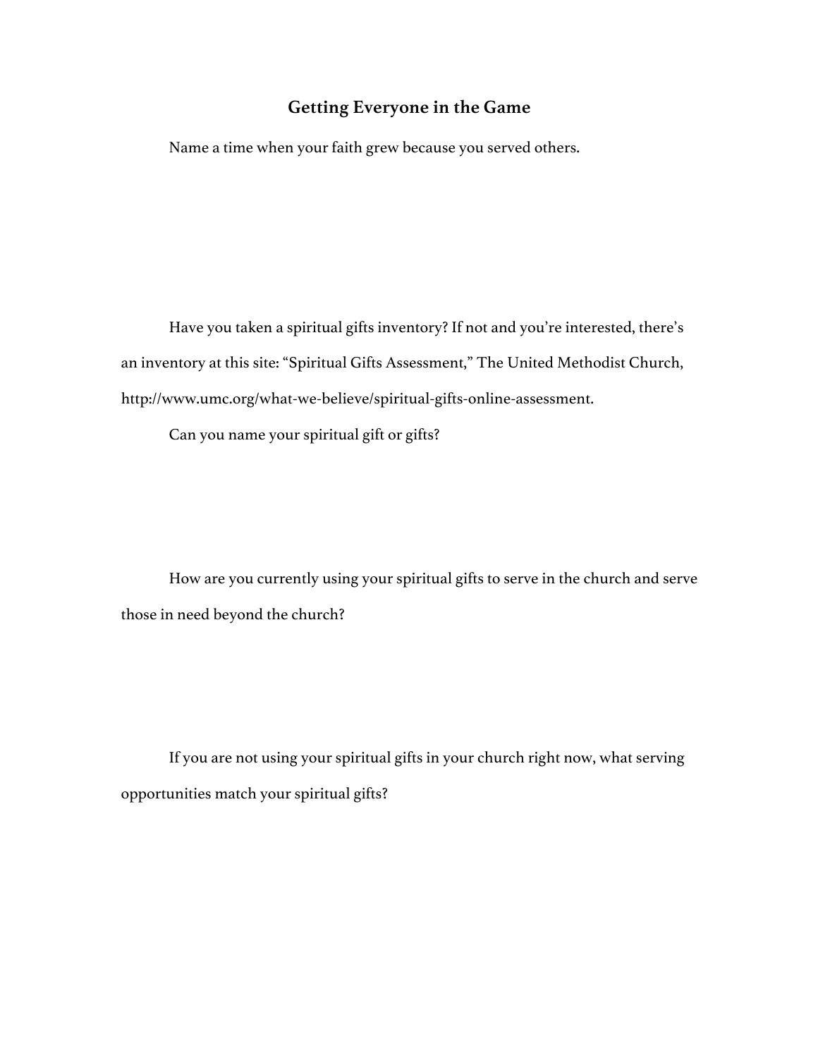## Getting Everyone in the Game

Name a time when your faith grew because you served others.

Have you taken a spiritual gifts inventory? If not and you're interested, there's an inventory at this site: "Spiritual Gifts Assessment," The United Methodist Church, http://www.umc.org/what-we-believe/spiritual-gifts-online-assessment.

Can you name your spiritual gift or gifts?

How are you currently using your spiritual gifts to serve in the church and serve those in need beyond the church?

If you are not using your spiritual gifts in your church right now, what serving opportunities match your spiritual gifts?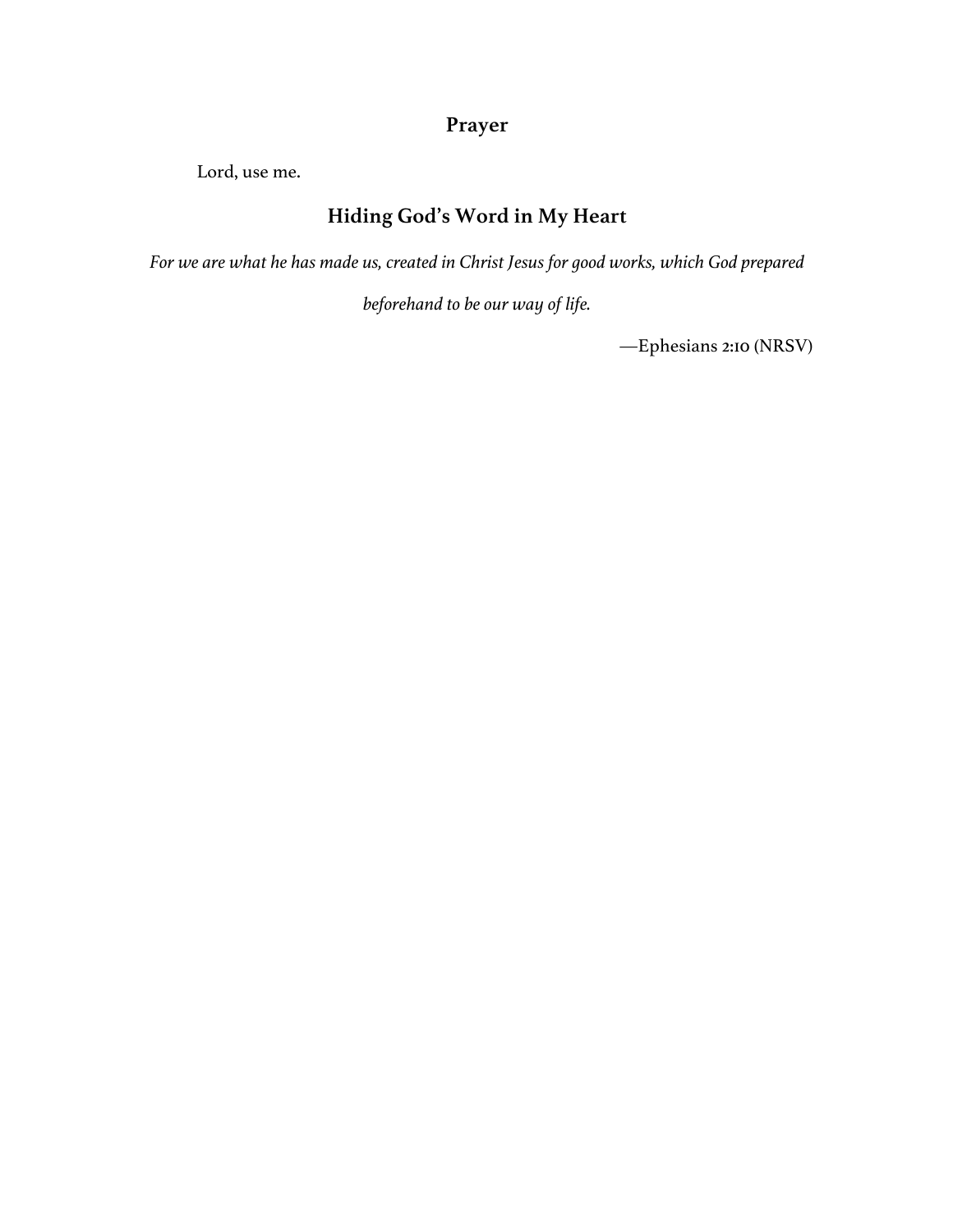## Prayer

Lord, use me.

## Hiding God's Word in My Heart

*For we are what he has made us, created in Christ Jesus for good works, which God prepared beforehand to be our way of life.*

—Ephesians 2:10 (NRSV)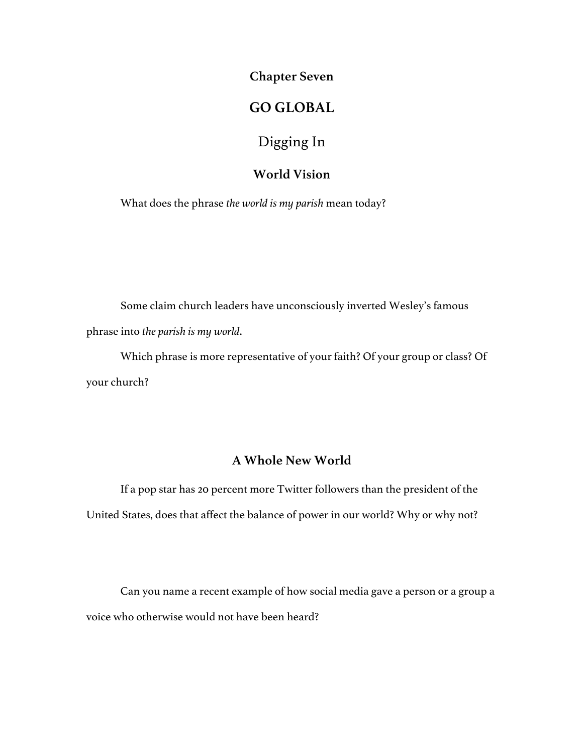## Chapter Seven

# GO GLOBAL

## Digging In

### World Vision

What does the phrase *the world is my parish* mean today?

Some claim church leaders have unconsciously inverted Wesley's famous phrase into *the parish is my world*.

Which phrase is more representative of your faith? Of your group or class? Of your church?

### A Whole New World

If a pop star has 20 percent more Twitter followers than the president of the United States, does that affect the balance of power in our world? Why or why not?

Can you name a recent example of how social media gave a person or a group a voice who otherwise would not have been heard?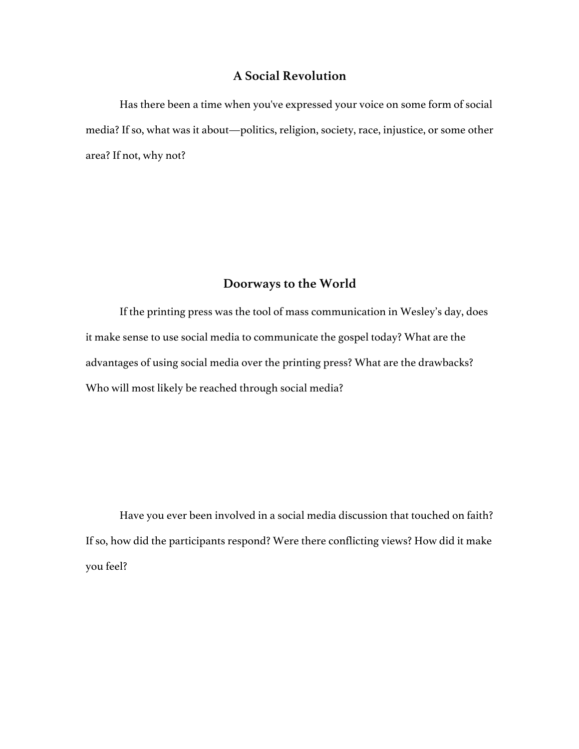## A Social Revolution

Has there been a time when you've expressed your voice on some form of social media? If so, what was it about—politics, religion, society, race, injustice, or some other area? If not, why not?

## Doorways to the World

If the printing press was the tool of mass communication in Wesley's day, does it make sense to use social media to communicate the gospel today? What are the advantages of using social media over the printing press? What are the drawbacks? Who will most likely be reached through social media?

Have you ever been involved in a social media discussion that touched on faith? If so, how did the participants respond? Were there conflicting views? How did it make you feel?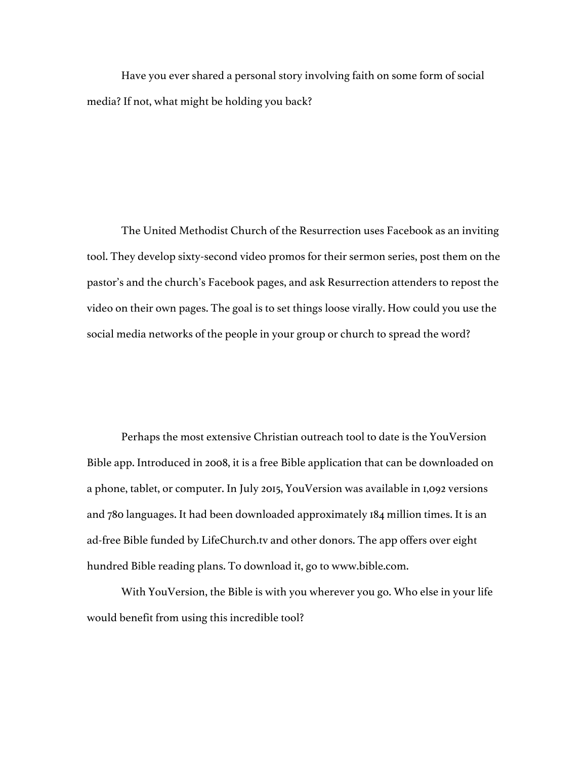Have you ever shared a personal story involving faith on some form of social media? If not, what might be holding you back?

The United Methodist Church of the Resurrection uses Facebook as an inviting tool. They develop sixty-second video promos for their sermon series, post them on the pastor's and the church's Facebook pages, and ask Resurrection attenders to repost the video on their own pages. The goal is to set things loose virally. How could you use the social media networks of the people in your group or church to spread the word?

Perhaps the most extensive Christian outreach tool to date is the YouVersion Bible app. Introduced in 2008, it is a free Bible application that can be downloaded on a phone, tablet, or computer. In July 2015, YouVersion was available in 1,092 versions and 780 languages. It had been downloaded approximately 184 million times. It is an ad-free Bible funded by LifeChurch.tv and other donors. The app offers over eight hundred Bible reading plans. To download it, go to www.bible.com.

With YouVersion, the Bible is with you wherever you go. Who else in your life would benefit from using this incredible tool?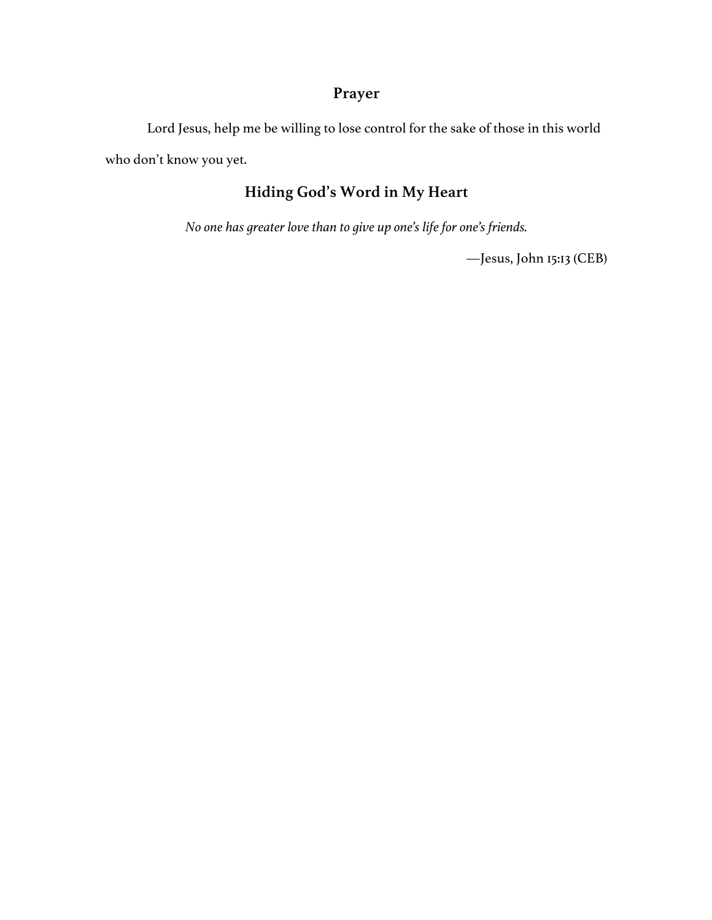## Prayer

Lord Jesus, help me be willing to lose control for the sake of those in this world who don't know you yet.

## Hiding God's Word in My Heart

*No one has greater love than to give up one's life for one's friends.*

—Jesus, John 15:13 (CEB)